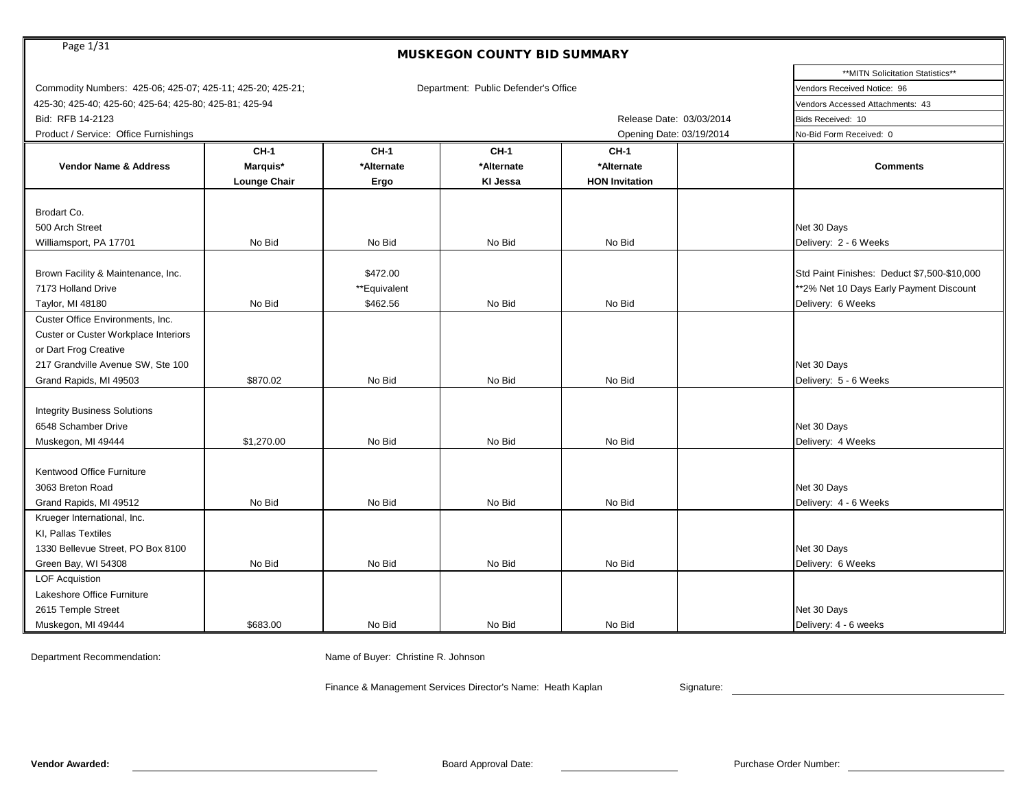# MUSKEGON COUNTY BID SUMMARY

Commodity Numbers: 425-06; 425-07; 425-11; 425-20; 425-21; 425-30; 425-40; 425-60; 425-64; 425-80; 425-81; 425-94

Department: Public Defender's Office

Bid: RFB 14-2123

Product / Service: Office Furnishings

Release Date: 03/03/2014

Opening Date: 03/19/2014

**MITN Solicitation Statistics**
- Vendors Received Notice: 96
- Vendors Accessed Attachments: 43
- Bids Received: 10
- No-Bid Form Received: 0

| Vendor Name & Address | CH-1 Marquis* Lounge Chair | CH-1 *Alternate Ergo | CH-1 *Alternate KI Jessa | CH-1 *Alternate HON Invitation | | Comments |
|---|---|---|---|---|---|---|
| Brodart Co.<br>500 Arch Street<br>Williamsport, PA 17701 | No Bid | No Bid | No Bid | No Bid | | Net 30 Days<br>Delivery: 2 - 6 Weeks |
| Brown Facility & Maintenance, Inc.<br>7173 Holland Drive<br>Taylor, MI 48180 | No Bid | $472.00<br>**Equivalent<br>$462.56 | No Bid | No Bid | | Std Paint Finishes: Deduct $7,500-$10,000<br>**2% Net 10 Days Early Payment Discount<br>Delivery: 6 Weeks |
| Custer Office Environments, Inc.<br>Custer or Custer Workplace Interiors<br>or Dart Frog Creative<br>217 Grandville Avenue SW, Ste 100<br>Grand Rapids, MI 49503 | $870.02 | No Bid | No Bid | No Bid | | Net 30 Days<br>Delivery: 5 - 6 Weeks |
| Integrity Business Solutions<br>6548 Schamber Drive<br>Muskegon, MI 49444 | $1,270.00 | No Bid | No Bid | No Bid | | Net 30 Days<br>Delivery: 4 Weeks |
| Kentwood Office Furniture<br>3063 Breton Road<br>Grand Rapids, MI 49512 | No Bid | No Bid | No Bid | No Bid | | Net 30 Days<br>Delivery: 4 - 6 Weeks |
| Krueger International, Inc.<br>KI, Pallas Textiles<br>1330 Bellevue Street, PO Box 8100<br>Green Bay, WI 54308 | No Bid | No Bid | No Bid | No Bid | | Net 30 Days<br>Delivery: 6 Weeks |
| LOF Acquistion<br>Lakeshore Office Furniture<br>2615 Temple Street<br>Muskegon, MI 49444 | $683.00 | No Bid | No Bid | No Bid | | Net 30 Days<br>Delivery: 4 - 6 weeks |

Department Recommendation:

Name of Buyer: Christine R. Johnson

Finance & Management Services Director's Name: Heath Kaplan

Signature:

**Vendor Awarded:**

Board Approval Date:

Purchase Order Number: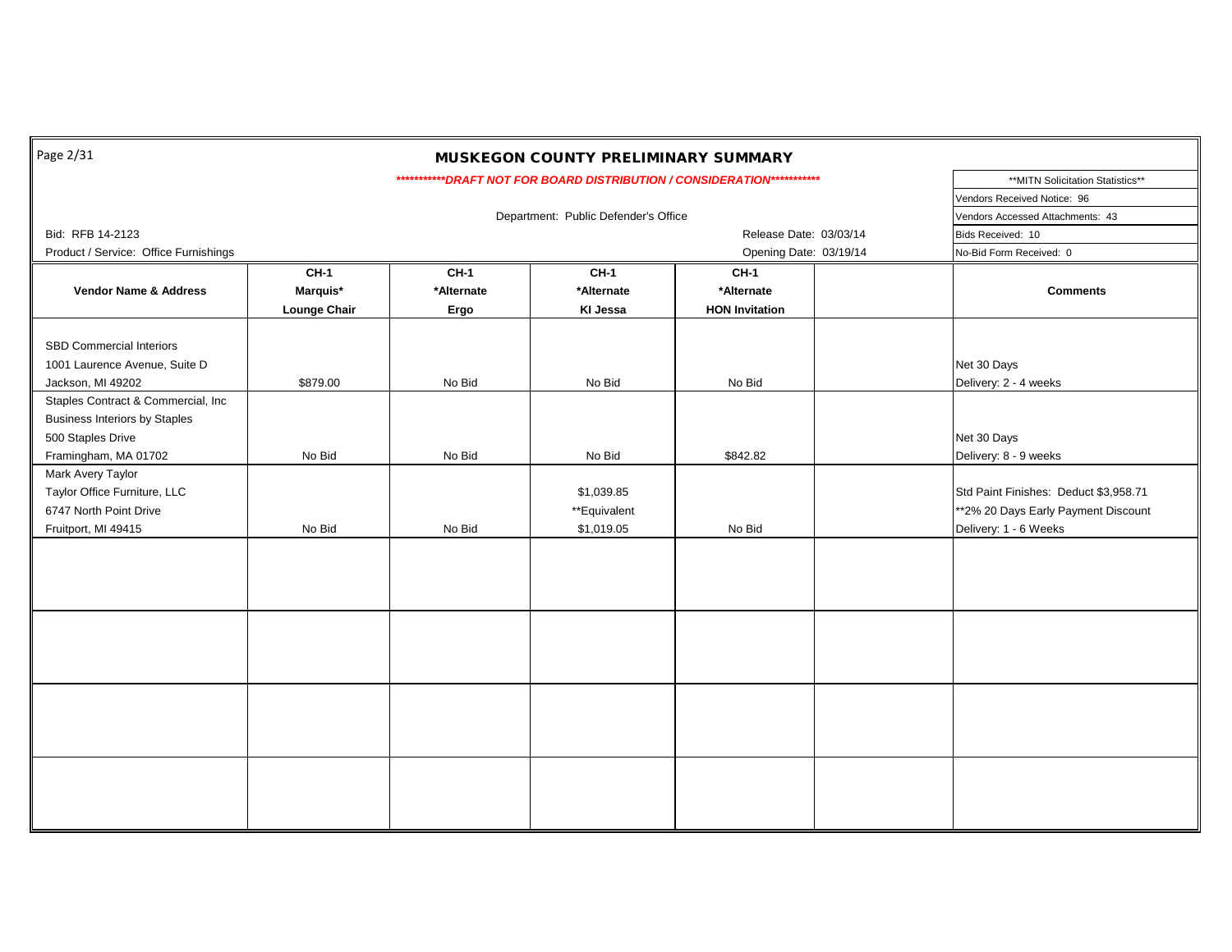# MUSKEGON COUNTY PRELIMINARY SUMMARY

***********DRAFT NOT FOR BOARD DISTRIBUTION / CONSIDERATION***********

Department: Public Defender's Office

Bid: RFB 14-2123

Product / Service: Office Furnishings

Release Date: 03/03/14

Opening Date: 03/19/14

| **MITN Solicitation Statistics** |
|---|
| Vendors Received Notice: 96 |
| Vendors Accessed Attachments: 43 |
| Bids Received: 10 |
| No-Bid Form Received: 0 |

| Vendor Name & Address | CH-1 Marquis* Lounge Chair | CH-1 *Alternate Ergo | CH-1 *Alternate KI Jessa | CH-1 *Alternate HON Invitation | | Comments |
|---|---|---|---|---|---|---|
| SBD Commercial Interiors<br>1001 Laurence Avenue, Suite D<br>Jackson, MI 49202 | $879.00 | No Bid | No Bid | No Bid | | Net 30 Days<br>Delivery: 2 - 4 weeks |
| Staples Contract & Commercial, Inc<br>Business Interiors by Staples<br>500 Staples Drive<br>Framingham, MA 01702 | No Bid | No Bid | No Bid | $842.82 | | Net 30 Days<br>Delivery: 8 - 9 weeks |
| Mark Avery Taylor<br>Taylor Office Furniture, LLC<br>6747 North Point Drive<br>Fruitport, MI 49415 | No Bid | No Bid | $1,039.85<br>**Equivalent<br>$1,019.05 | No Bid | | Std Paint Finishes: Deduct $3,958.71<br>**2% 20 Days Early Payment Discount<br>Delivery: 1 - 6 Weeks |
| | | | | | | |
| | | | | | | |
| | | | | | | |
| | | | | | | |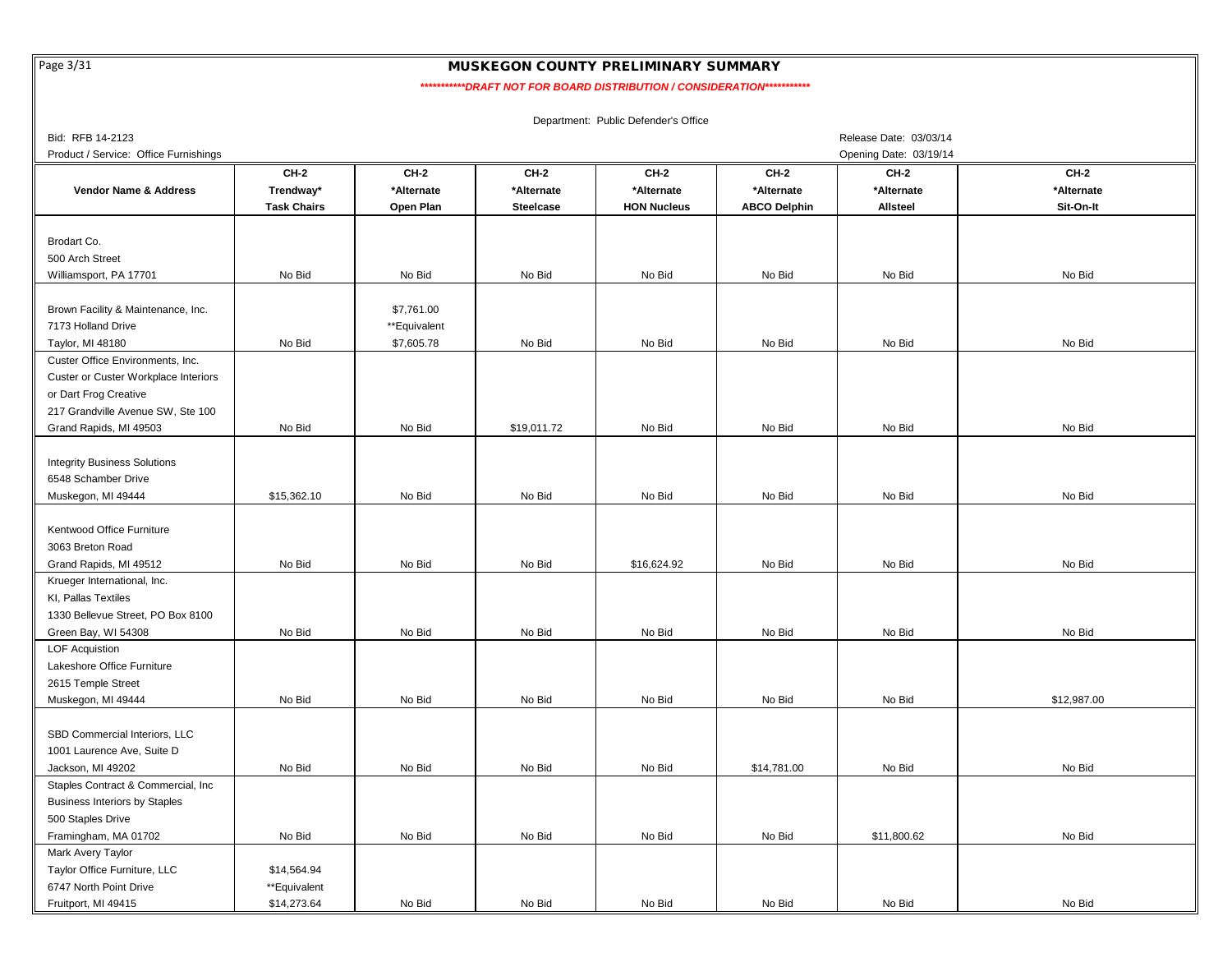# MUSKEGON COUNTY PRELIMINARY SUMMARY

***********DRAFT NOT FOR BOARD DISTRIBUTION / CONSIDERATION***********

Department: Public Defender's Office

Bid: RFB 14-2123

Product / Service: Office Furnishings

Release Date: 03/03/14

Opening Date: 03/19/14

| Vendor Name & Address | CH-2 Trendway* Task Chairs | CH-2 *Alternate Open Plan | CH-2 *Alternate Steelcase | CH-2 *Alternate HON Nucleus | CH-2 *Alternate ABCO Delphin | CH-2 *Alternate Allsteel | CH-2 *Alternate Sit-On-It |
|---|---|---|---|---|---|---|---|
| Brodart Co.<br>500 Arch Street<br>Williamsport, PA 17701 | No Bid | No Bid | No Bid | No Bid | No Bid | No Bid | No Bid |
| Brown Facility & Maintenance, Inc.<br>7173 Holland Drive<br>Taylor, MI 48180 | No Bid | $7,761.00<br>**Equivalent<br>$7,605.78 | No Bid | No Bid | No Bid | No Bid | No Bid |
| Custer Office Environments, Inc.<br>Custer or Custer Workplace Interiors<br>or Dart Frog Creative<br>217 Grandville Avenue SW, Ste 100<br>Grand Rapids, MI 49503 | No Bid | No Bid | $19,011.72 | No Bid | No Bid | No Bid | No Bid |
| Integrity Business Solutions<br>6548 Schamber Drive<br>Muskegon, MI 49444 | $15,362.10 | No Bid | No Bid | No Bid | No Bid | No Bid | No Bid |
| Kentwood Office Furniture<br>3063 Breton Road<br>Grand Rapids, MI 49512 | No Bid | No Bid | No Bid | $16,624.92 | No Bid | No Bid | No Bid |
| Krueger International, Inc.<br>KI, Pallas Textiles<br>1330 Bellevue Street, PO Box 8100<br>Green Bay, WI 54308 | No Bid | No Bid | No Bid | No Bid | No Bid | No Bid | No Bid |
| LOF Acquistion<br>Lakeshore Office Furniture<br>2615 Temple Street<br>Muskegon, MI 49444 | No Bid | No Bid | No Bid | No Bid | No Bid | No Bid | $12,987.00 |
| SBD Commercial Interiors, LLC<br>1001 Laurence Ave, Suite D<br>Jackson, MI 49202 | No Bid | No Bid | No Bid | No Bid | $14,781.00 | No Bid | No Bid |
| Staples Contract & Commercial, Inc<br>Business Interiors by Staples<br>500 Staples Drive<br>Framingham, MA 01702 | No Bid | No Bid | No Bid | No Bid | No Bid | $11,800.62 | No Bid |
| Mark Avery Taylor<br>Taylor Office Furniture, LLC<br>6747 North Point Drive<br>Fruitport, MI 49415 | $14,564.94<br>**Equivalent<br>$14,273.64 | No Bid | No Bid | No Bid | No Bid | No Bid | No Bid |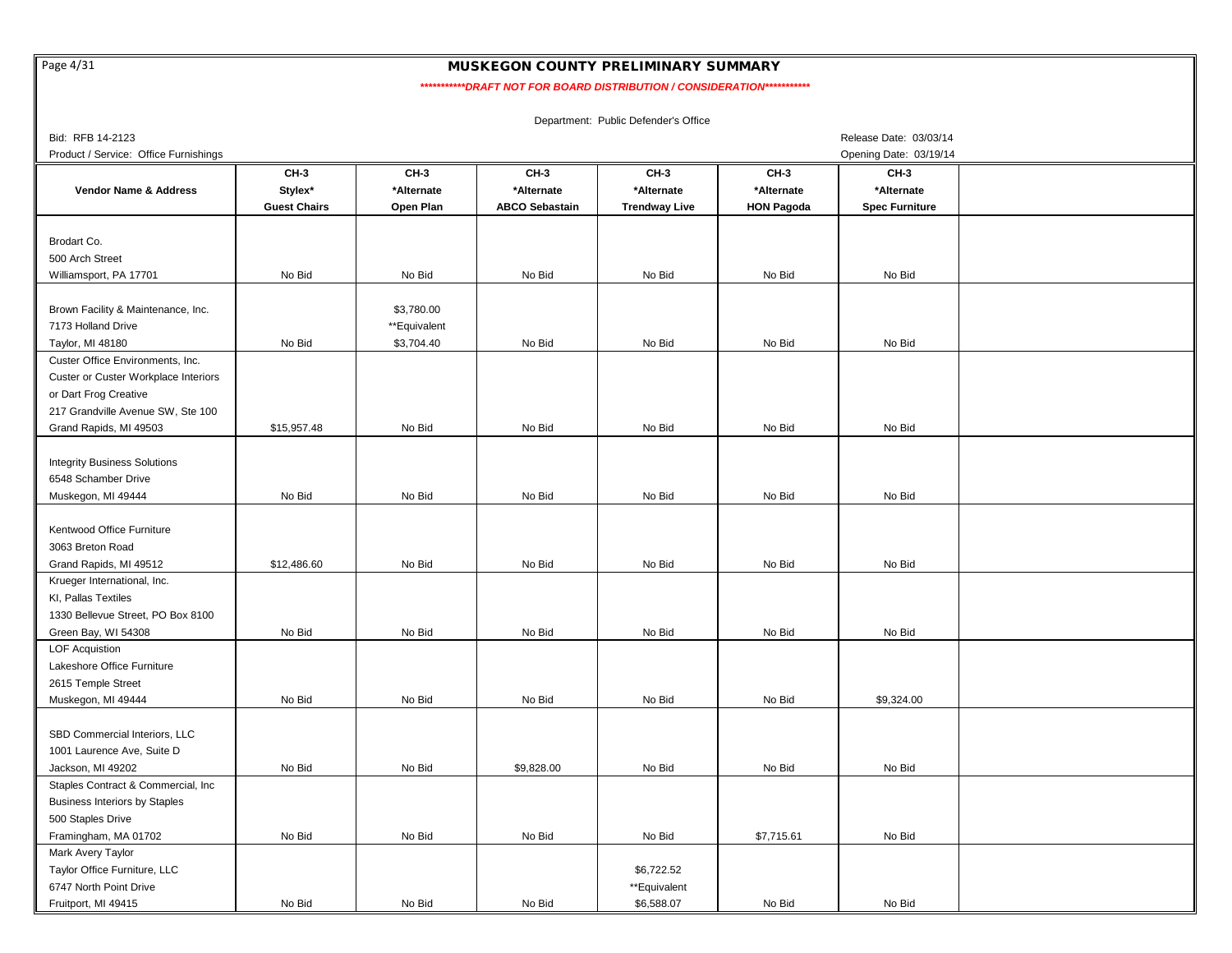# MUSKEGON COUNTY PRELIMINARY SUMMARY

***********DRAFT NOT FOR BOARD DISTRIBUTION / CONSIDERATION***********

Department: Public Defender's Office

Bid: RFB 14-2123

Release Date: 03/03/14

Product / Service: Office Furnishings

Opening Date: 03/19/14

| Vendor Name & Address | CH-3 Stylex* Guest Chairs | CH-3 *Alternate Open Plan | CH-3 *Alternate ABCO Sebastain | CH-3 *Alternate Trendway Live | CH-3 *Alternate HON Pagoda | CH-3 *Alternate Spec Furniture | |
|---|---|---|---|---|---|---|---|
| Brodart Co.<br>500 Arch Street<br>Williamsport, PA 17701 | No Bid | No Bid | No Bid | No Bid | No Bid | No Bid | |
| Brown Facility & Maintenance, Inc.<br>7173 Holland Drive<br>Taylor, MI 48180 | No Bid | $3,780.00<br>**Equivalent<br>$3,704.40 | No Bid | No Bid | No Bid | No Bid | |
| Custer Office Environments, Inc.<br>Custer or Custer Workplace Interiors<br>or Dart Frog Creative<br>217 Grandville Avenue SW, Ste 100<br>Grand Rapids, MI 49503 | $15,957.48 | No Bid | No Bid | No Bid | No Bid | No Bid | |
| Integrity Business Solutions<br>6548 Schamber Drive<br>Muskegon, MI 49444 | No Bid | No Bid | No Bid | No Bid | No Bid | No Bid | |
| Kentwood Office Furniture<br>3063 Breton Road<br>Grand Rapids, MI 49512 | $12,486.60 | No Bid | No Bid | No Bid | No Bid | No Bid | |
| Krueger International, Inc.<br>KI, Pallas Textiles<br>1330 Bellevue Street, PO Box 8100<br>Green Bay, WI 54308 | No Bid | No Bid | No Bid | No Bid | No Bid | No Bid | |
| LOF Acquistion<br>Lakeshore Office Furniture<br>2615 Temple Street<br>Muskegon, MI 49444 | No Bid | No Bid | No Bid | No Bid | No Bid | $9,324.00 | |
| SBD Commercial Interiors, LLC<br>1001 Laurence Ave, Suite D<br>Jackson, MI 49202 | No Bid | No Bid | $9,828.00 | No Bid | No Bid | No Bid | |
| Staples Contract & Commercial, Inc<br>Business Interiors by Staples<br>500 Staples Drive<br>Framingham, MA 01702 | No Bid | No Bid | No Bid | No Bid | $7,715.61 | No Bid | |
| Mark Avery Taylor<br>Taylor Office Furniture, LLC<br>6747 North Point Drive<br>Fruitport, MI 49415 | No Bid | No Bid | No Bid | $6,722.52<br>**Equivalent<br>$6,588.07 | No Bid | No Bid | |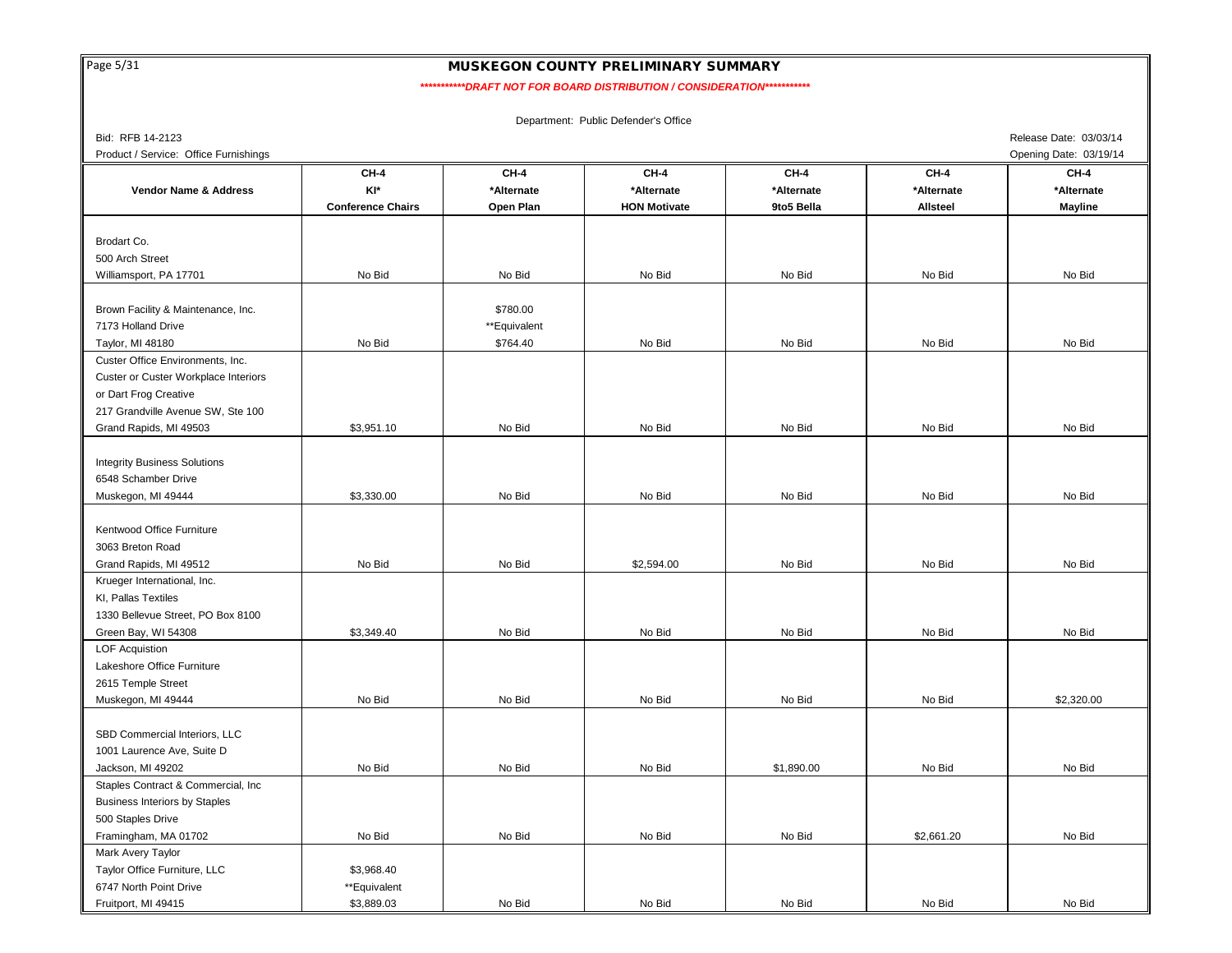# MUSKEGON COUNTY PRELIMINARY SUMMARY

*\*\*\*\*\*\*\*\*\*\*\*DRAFT NOT FOR BOARD DISTRIBUTION / CONSIDERATION\*\*\*\*\*\*\*\*\*\*\**

Department: Public Defender's Office

Bid: RFB 14-2123 — Release Date: 03/03/14

Product / Service: Office Furnishings — Opening Date: 03/19/14

| Vendor Name & Address | CH-4<br>KI*<br>Conference Chairs | CH-4<br>*Alternate<br>Open Plan | CH-4<br>*Alternate<br>HON Motivate | CH-4<br>*Alternate<br>9to5 Bella | CH-4<br>*Alternate<br>Allsteel | CH-4<br>*Alternate<br>Mayline |
|---|---|---|---|---|---|---|
| Brodart Co.<br>500 Arch Street<br>Williamsport, PA 17701 | No Bid | No Bid | No Bid | No Bid | No Bid | No Bid |
| Brown Facility & Maintenance, Inc.<br>7173 Holland Drive<br>Taylor, MI 48180 | No Bid | $780.00<br>**Equivalent<br>$764.40 | No Bid | No Bid | No Bid | No Bid |
| Custer Office Environments, Inc.<br>Custer or Custer Workplace Interiors<br>or Dart Frog Creative<br>217 Grandville Avenue SW, Ste 100<br>Grand Rapids, MI 49503 | $3,951.10 | No Bid | No Bid | No Bid | No Bid | No Bid |
| Integrity Business Solutions<br>6548 Schamber Drive<br>Muskegon, MI 49444 | $3,330.00 | No Bid | No Bid | No Bid | No Bid | No Bid |
| Kentwood Office Furniture<br>3063 Breton Road<br>Grand Rapids, MI 49512 | No Bid | No Bid | $2,594.00 | No Bid | No Bid | No Bid |
| Krueger International, Inc.<br>KI, Pallas Textiles<br>1330 Bellevue Street, PO Box 8100<br>Green Bay, WI 54308 | $3,349.40 | No Bid | No Bid | No Bid | No Bid | No Bid |
| LOF Acquistion<br>Lakeshore Office Furniture<br>2615 Temple Street<br>Muskegon, MI 49444 | No Bid | No Bid | No Bid | No Bid | No Bid | $2,320.00 |
| SBD Commercial Interiors, LLC<br>1001 Laurence Ave, Suite D<br>Jackson, MI 49202 | No Bid | No Bid | No Bid | $1,890.00 | No Bid | No Bid |
| Staples Contract & Commercial, Inc<br>Business Interiors by Staples<br>500 Staples Drive<br>Framingham, MA 01702 | No Bid | No Bid | No Bid | No Bid | $2,661.20 | No Bid |
| Mark Avery Taylor<br>Taylor Office Furniture, LLC<br>6747 North Point Drive<br>Fruitport, MI 49415 | $3,968.40<br>**Equivalent<br>$3,889.03 | No Bid | No Bid | No Bid | No Bid | No Bid |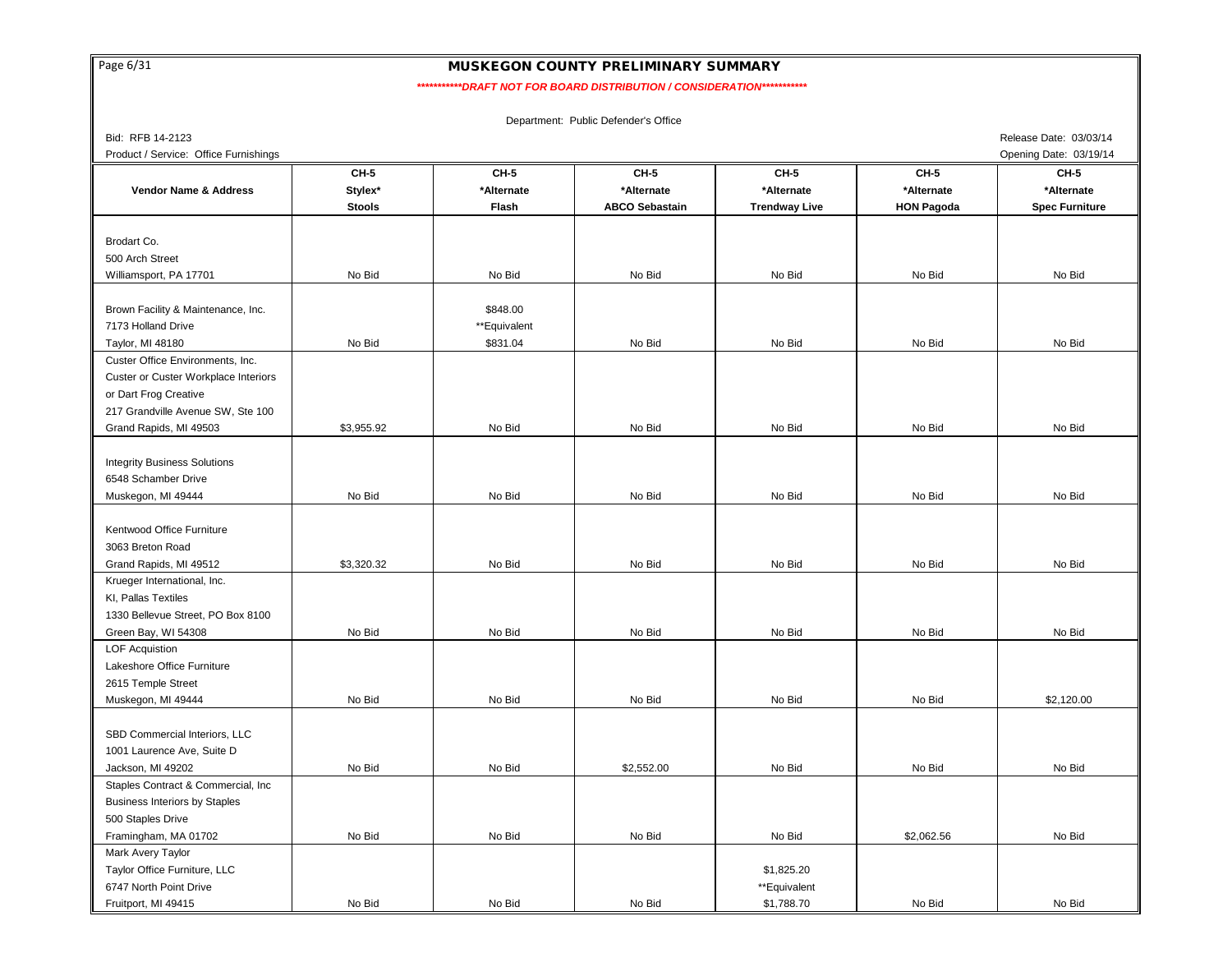# MUSKEGON COUNTY PRELIMINARY SUMMARY

***********DRAFT NOT FOR BOARD DISTRIBUTION / CONSIDERATION***********

Department: Public Defender's Office

Bid: RFB 14-2123

Product / Service: Office Furnishings

Release Date: 03/03/14

Opening Date: 03/19/14

| Vendor Name & Address | CH-5 Stylex* Stools | CH-5 *Alternate Flash | CH-5 *Alternate ABCO Sebastain | CH-5 *Alternate Trendway Live | CH-5 *Alternate HON Pagoda | CH-5 *Alternate Spec Furniture |
|---|---|---|---|---|---|---|
| Brodart Co.<br>500 Arch Street<br>Williamsport, PA 17701 | No Bid | No Bid | No Bid | No Bid | No Bid | No Bid |
| Brown Facility & Maintenance, Inc.<br>7173 Holland Drive<br>Taylor, MI 48180 | No Bid | $848.00<br>**Equivalent<br>$831.04 | No Bid | No Bid | No Bid | No Bid |
| Custer Office Environments, Inc.<br>Custer or Custer Workplace Interiors<br>or Dart Frog Creative<br>217 Grandville Avenue SW, Ste 100<br>Grand Rapids, MI 49503 | $3,955.92 | No Bid | No Bid | No Bid | No Bid | No Bid |
| Integrity Business Solutions<br>6548 Schamber Drive<br>Muskegon, MI 49444 | No Bid | No Bid | No Bid | No Bid | No Bid | No Bid |
| Kentwood Office Furniture<br>3063 Breton Road<br>Grand Rapids, MI 49512 | $3,320.32 | No Bid | No Bid | No Bid | No Bid | No Bid |
| Krueger International, Inc.<br>KI, Pallas Textiles<br>1330 Bellevue Street, PO Box 8100<br>Green Bay, WI 54308 | No Bid | No Bid | No Bid | No Bid | No Bid | No Bid |
| LOF Acquistion<br>Lakeshore Office Furniture<br>2615 Temple Street<br>Muskegon, MI 49444 | No Bid | No Bid | No Bid | No Bid | No Bid | $2,120.00 |
| SBD Commercial Interiors, LLC<br>1001 Laurence Ave, Suite D<br>Jackson, MI 49202 | No Bid | No Bid | $2,552.00 | No Bid | No Bid | No Bid |
| Staples Contract & Commercial, Inc<br>Business Interiors by Staples<br>500 Staples Drive<br>Framingham, MA 01702 | No Bid | No Bid | No Bid | No Bid | $2,062.56 | No Bid |
| Mark Avery Taylor<br>Taylor Office Furniture, LLC<br>6747 North Point Drive<br>Fruitport, MI 49415 | No Bid | No Bid | No Bid | $1,825.20<br>**Equivalent<br>$1,788.70 | No Bid | No Bid |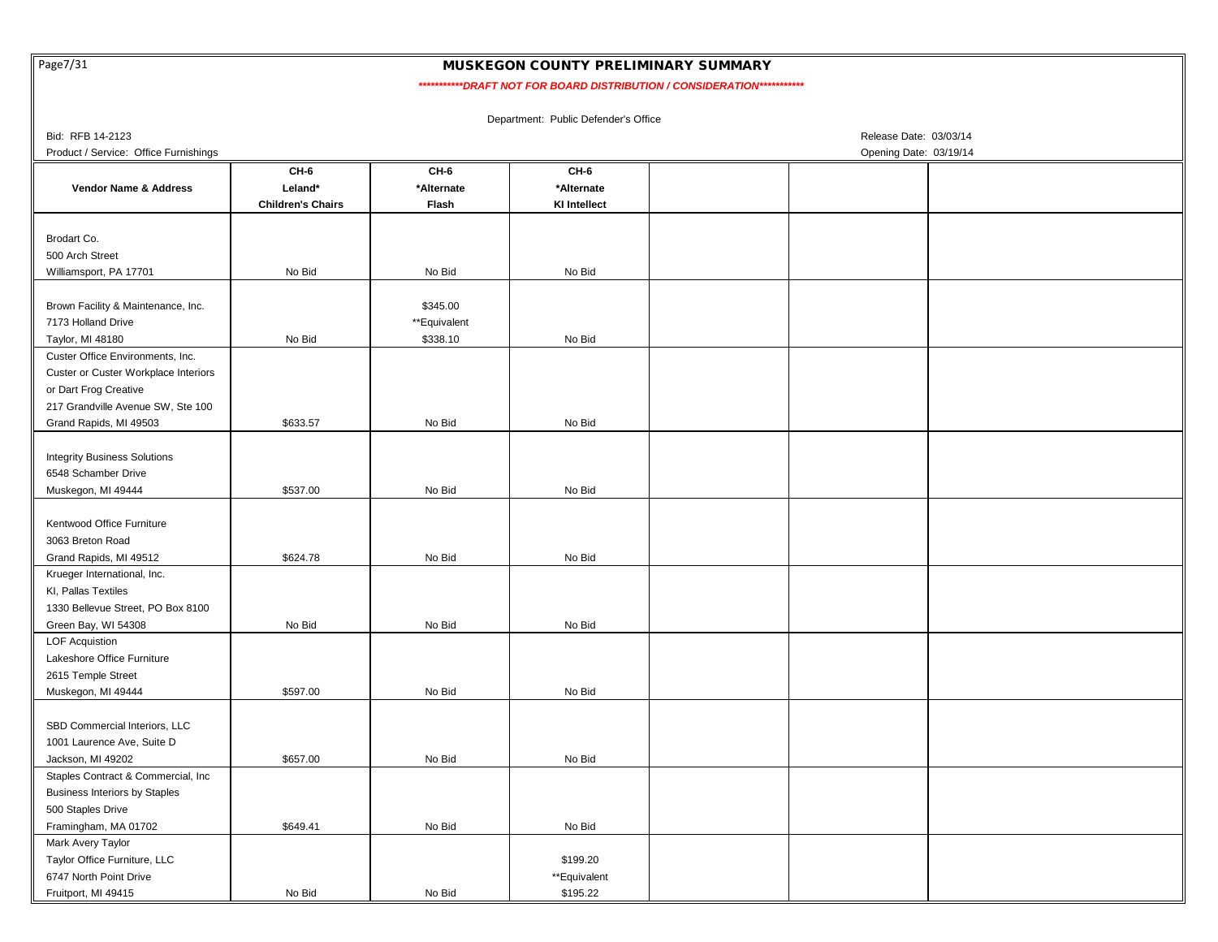# MUSKEGON COUNTY PRELIMINARY SUMMARY

***********DRAFT NOT FOR BOARD DISTRIBUTION / CONSIDERATION***********

Department: Public Defender's Office

Bid: RFB 14-2123

Release Date: 03/03/14

Product / Service: Office Furnishings

Opening Date: 03/19/14

| Vendor Name & Address | CH-6 Leland* Children's Chairs | CH-6 *Alternate Flash | CH-6 *Alternate KI Intellect | | | |
|---|---|---|---|---|---|---|
| Brodart Co.<br>500 Arch Street<br>Williamsport, PA 17701 | No Bid | No Bid | No Bid | | | |
| Brown Facility & Maintenance, Inc.<br>7173 Holland Drive<br>Taylor, MI 48180 | No Bid | $345.00<br>**Equivalent<br>$338.10 | No Bid | | | |
| Custer Office Environments, Inc.<br>Custer or Custer Workplace Interiors<br>or Dart Frog Creative<br>217 Grandville Avenue SW, Ste 100<br>Grand Rapids, MI 49503 | $633.57 | No Bid | No Bid | | | |
| Integrity Business Solutions<br>6548 Schamber Drive<br>Muskegon, MI 49444 | $537.00 | No Bid | No Bid | | | |
| Kentwood Office Furniture<br>3063 Breton Road<br>Grand Rapids, MI 49512 | $624.78 | No Bid | No Bid | | | |
| Krueger International, Inc.<br>KI, Pallas Textiles<br>1330 Bellevue Street, PO Box 8100<br>Green Bay, WI 54308 | No Bid | No Bid | No Bid | | | |
| LOF Acquistion<br>Lakeshore Office Furniture<br>2615 Temple Street<br>Muskegon, MI 49444 | $597.00 | No Bid | No Bid | | | |
| SBD Commercial Interiors, LLC<br>1001 Laurence Ave, Suite D<br>Jackson, MI 49202 | $657.00 | No Bid | No Bid | | | |
| Staples Contract & Commercial, Inc<br>Business Interiors by Staples<br>500 Staples Drive<br>Framingham, MA 01702 | $649.41 | No Bid | No Bid | | | |
| Mark Avery Taylor<br>Taylor Office Furniture, LLC<br>6747 North Point Drive<br>Fruitport, MI 49415 | No Bid | No Bid | $199.20<br>**Equivalent<br>$195.22 | | | |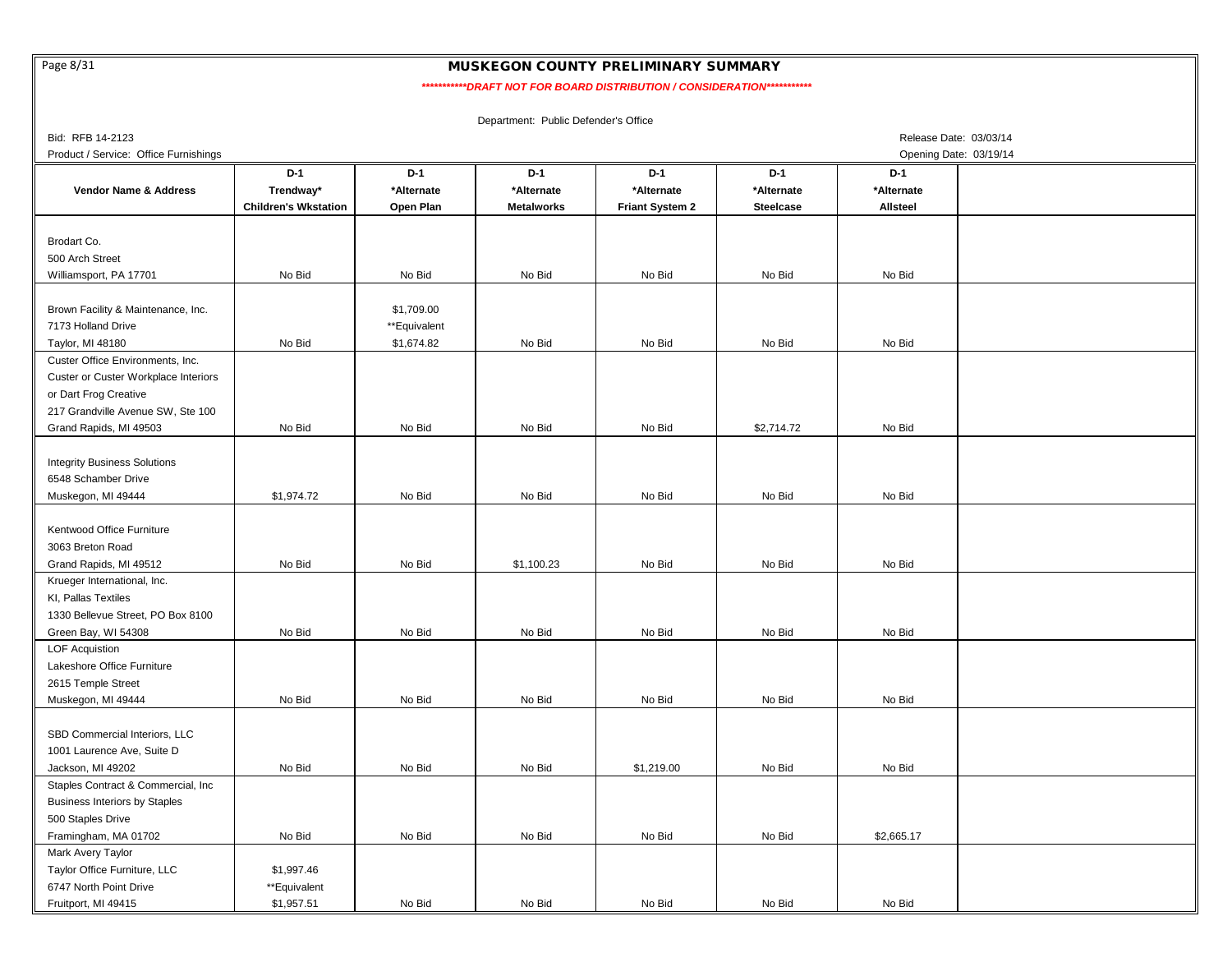# MUSKEGON COUNTY PRELIMINARY SUMMARY

***********DRAFT NOT FOR BOARD DISTRIBUTION / CONSIDERATION***********

Department: Public Defender's Office

Bid: RFB 14-2123

Release Date: 03/03/14

Product / Service: Office Furnishings

Opening Date: 03/19/14

| Vendor Name & Address | D-1 Trendway* Children's Wkstation | D-1 *Alternate Open Plan | D-1 *Alternate Metalworks | D-1 *Alternate Friant System 2 | D-1 *Alternate Steelcase | D-1 *Alternate Allsteel | |
|---|---|---|---|---|---|---|---|
| Brodart Co.<br>500 Arch Street<br>Williamsport, PA 17701 | No Bid | No Bid | No Bid | No Bid | No Bid | No Bid | |
| Brown Facility & Maintenance, Inc.<br>7173 Holland Drive<br>Taylor, MI 48180 | No Bid | $1,709.00<br>**Equivalent<br>$1,674.82 | No Bid | No Bid | No Bid | No Bid | |
| Custer Office Environments, Inc.<br>Custer or Custer Workplace Interiors<br>or Dart Frog Creative<br>217 Grandville Avenue SW, Ste 100<br>Grand Rapids, MI 49503 | No Bid | No Bid | No Bid | No Bid | $2,714.72 | No Bid | |
| Integrity Business Solutions<br>6548 Schamber Drive<br>Muskegon, MI 49444 | $1,974.72 | No Bid | No Bid | No Bid | No Bid | No Bid | |
| Kentwood Office Furniture<br>3063 Breton Road<br>Grand Rapids, MI 49512 | No Bid | No Bid | $1,100.23 | No Bid | No Bid | No Bid | |
| Krueger International, Inc.<br>KI, Pallas Textiles<br>1330 Bellevue Street, PO Box 8100<br>Green Bay, WI 54308 | No Bid | No Bid | No Bid | No Bid | No Bid | No Bid | |
| LOF Acquistion<br>Lakeshore Office Furniture<br>2615 Temple Street<br>Muskegon, MI 49444 | No Bid | No Bid | No Bid | No Bid | No Bid | No Bid | |
| SBD Commercial Interiors, LLC<br>1001 Laurence Ave, Suite D<br>Jackson, MI 49202 | No Bid | No Bid | No Bid | $1,219.00 | No Bid | No Bid | |
| Staples Contract & Commercial, Inc<br>Business Interiors by Staples<br>500 Staples Drive<br>Framingham, MA 01702 | No Bid | No Bid | No Bid | No Bid | No Bid | $2,665.17 | |
| Mark Avery Taylor<br>Taylor Office Furniture, LLC<br>6747 North Point Drive<br>Fruitport, MI 49415 | $1,997.46<br>**Equivalent<br>$1,957.51 | No Bid | No Bid | No Bid | No Bid | No Bid | |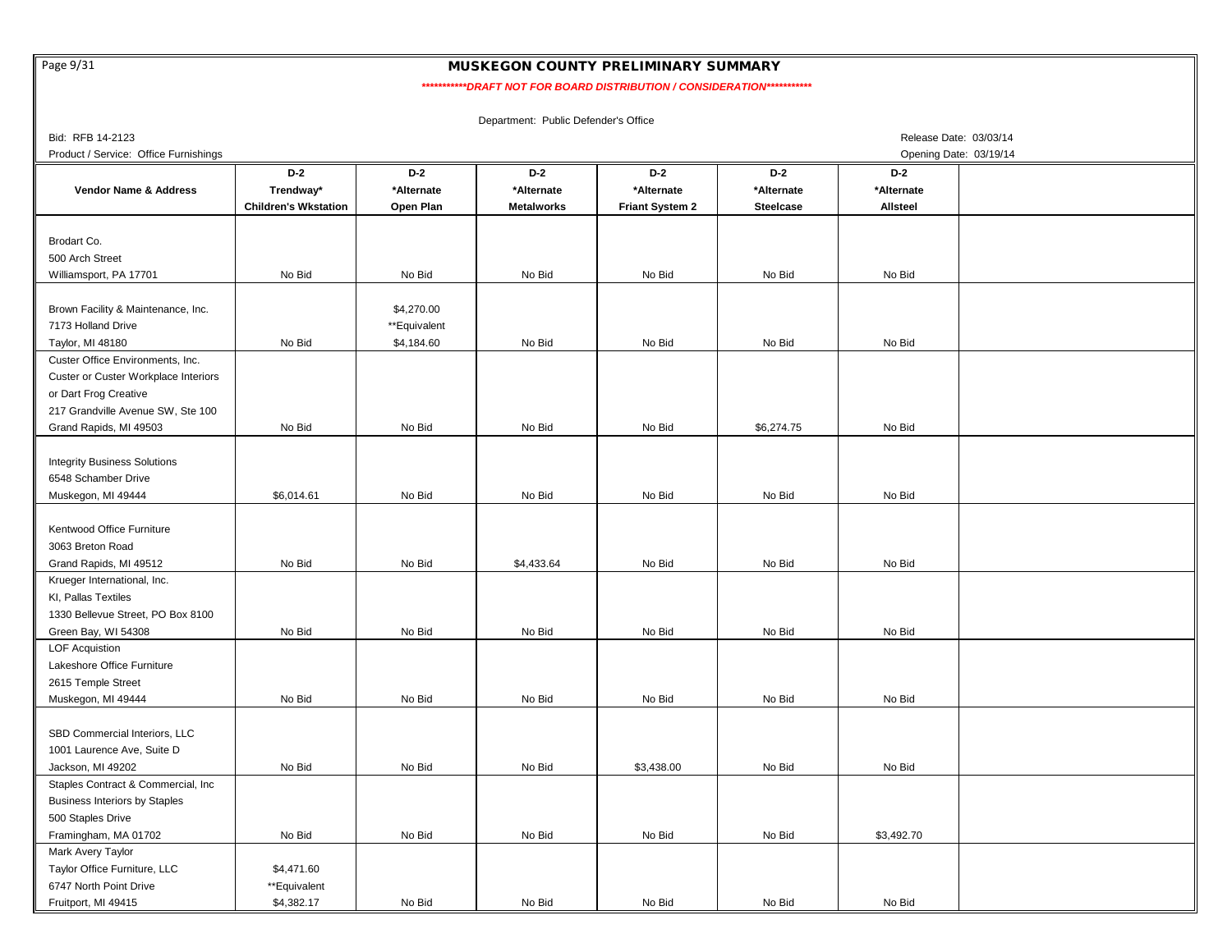# MUSKEGON COUNTY PRELIMINARY SUMMARY

***********DRAFT NOT FOR BOARD DISTRIBUTION / CONSIDERATION***********

Department: Public Defender's Office

Bid: RFB 14-2123

Release Date: 03/03/14

Product / Service: Office Furnishings

Opening Date: 03/19/14

| Vendor Name & Address | D-2 Trendway* Children's Wkstation | D-2 *Alternate Open Plan | D-2 *Alternate Metalworks | D-2 *Alternate Friant System 2 | D-2 *Alternate Steelcase | D-2 *Alternate Allsteel | |
|---|---|---|---|---|---|---|---|
| Brodart Co.<br>500 Arch Street<br>Williamsport, PA 17701 | No Bid | No Bid | No Bid | No Bid | No Bid | No Bid | |
| Brown Facility & Maintenance, Inc.<br>7173 Holland Drive<br>Taylor, MI 48180 | No Bid | $4,270.00<br>**Equivalent<br>$4,184.60 | No Bid | No Bid | No Bid | No Bid | |
| Custer Office Environments, Inc.<br>Custer or Custer Workplace Interiors<br>or Dart Frog Creative<br>217 Grandville Avenue SW, Ste 100<br>Grand Rapids, MI 49503 | No Bid | No Bid | No Bid | No Bid | $6,274.75 | No Bid | |
| Integrity Business Solutions<br>6548 Schamber Drive<br>Muskegon, MI 49444 | $6,014.61 | No Bid | No Bid | No Bid | No Bid | No Bid | |
| Kentwood Office Furniture<br>3063 Breton Road<br>Grand Rapids, MI 49512 | No Bid | No Bid | $4,433.64 | No Bid | No Bid | No Bid | |
| Krueger International, Inc.<br>KI, Pallas Textiles<br>1330 Bellevue Street, PO Box 8100<br>Green Bay, WI 54308 | No Bid | No Bid | No Bid | No Bid | No Bid | No Bid | |
| LOF Acquistion<br>Lakeshore Office Furniture<br>2615 Temple Street<br>Muskegon, MI 49444 | No Bid | No Bid | No Bid | No Bid | No Bid | No Bid | |
| SBD Commercial Interiors, LLC<br>1001 Laurence Ave, Suite D<br>Jackson, MI 49202 | No Bid | No Bid | No Bid | $3,438.00 | No Bid | No Bid | |
| Staples Contract & Commercial, Inc<br>Business Interiors by Staples<br>500 Staples Drive<br>Framingham, MA 01702 | No Bid | No Bid | No Bid | No Bid | No Bid | $3,492.70 | |
| Mark Avery Taylor<br>Taylor Office Furniture, LLC<br>6747 North Point Drive<br>Fruitport, MI 49415 | $4,471.60<br>**Equivalent<br>$4,382.17 | No Bid | No Bid | No Bid | No Bid | No Bid | |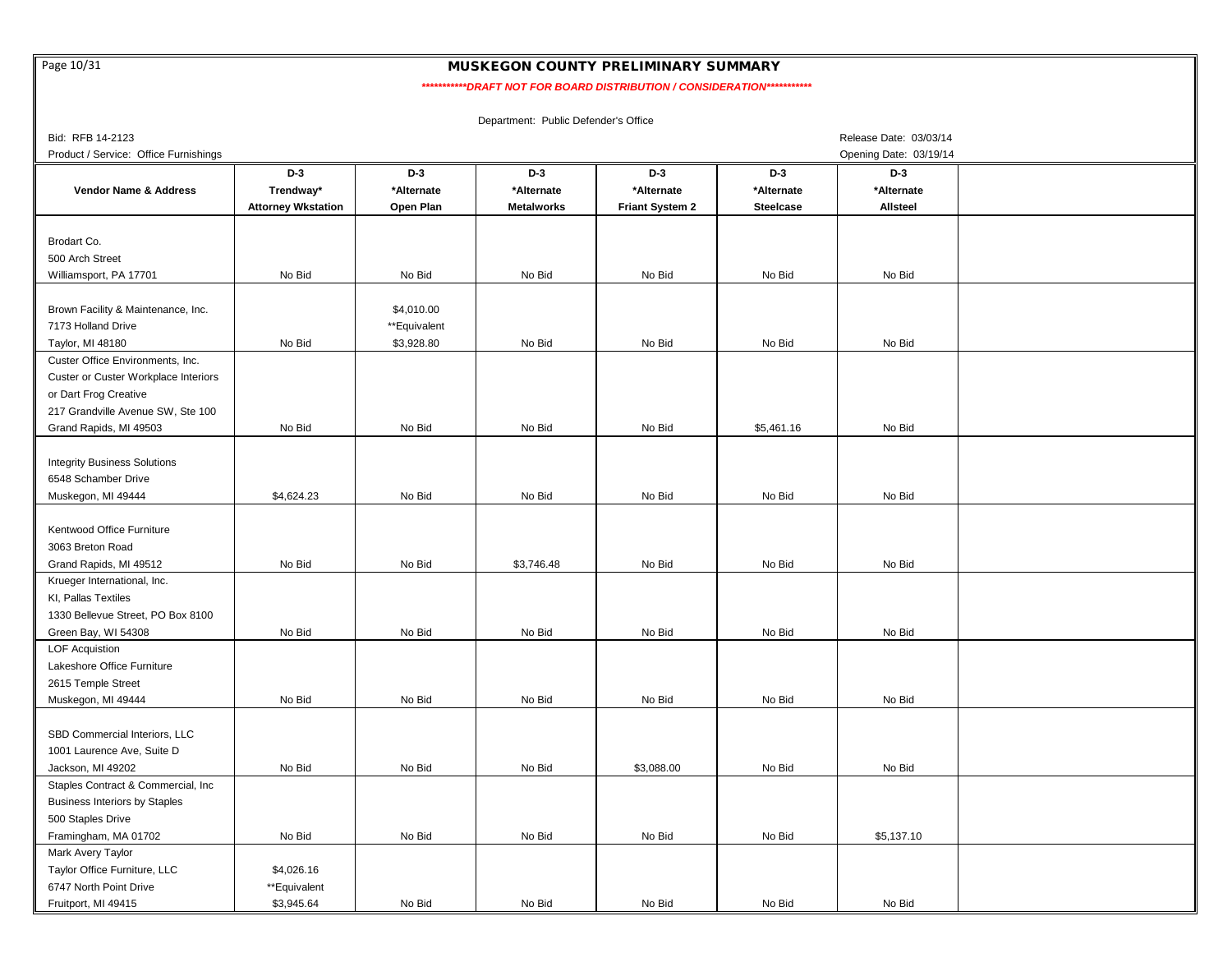# MUSKEGON COUNTY PRELIMINARY SUMMARY

***********DRAFT NOT FOR BOARD DISTRIBUTION / CONSIDERATION***********

Department: Public Defender's Office

Bid: RFB 14-2123

Product / Service: Office Furnishings

Release Date: 03/03/14

Opening Date: 03/19/14

| Vendor Name & Address | D-3 Trendway* Attorney Wkstation | D-3 *Alternate Open Plan | D-3 *Alternate Metalworks | D-3 *Alternate Friant System 2 | D-3 *Alternate Steelcase | D-3 *Alternate Allsteel | |
|---|---|---|---|---|---|---|---|
| Brodart Co.<br>500 Arch Street<br>Williamsport, PA 17701 | No Bid | No Bid | No Bid | No Bid | No Bid | No Bid | |
| Brown Facility & Maintenance, Inc.<br>7173 Holland Drive<br>Taylor, MI 48180 | No Bid | $4,010.00<br>**Equivalent<br>$3,928.80 | No Bid | No Bid | No Bid | No Bid | |
| Custer Office Environments, Inc.<br>Custer or Custer Workplace Interiors<br>or Dart Frog Creative<br>217 Grandville Avenue SW, Ste 100<br>Grand Rapids, MI 49503 | No Bid | No Bid | No Bid | No Bid | $5,461.16 | No Bid | |
| Integrity Business Solutions<br>6548 Schamber Drive<br>Muskegon, MI 49444 | $4,624.23 | No Bid | No Bid | No Bid | No Bid | No Bid | |
| Kentwood Office Furniture<br>3063 Breton Road<br>Grand Rapids, MI 49512 | No Bid | No Bid | $3,746.48 | No Bid | No Bid | No Bid | |
| Krueger International, Inc.<br>KI, Pallas Textiles<br>1330 Bellevue Street, PO Box 8100<br>Green Bay, WI 54308 | No Bid | No Bid | No Bid | No Bid | No Bid | No Bid | |
| LOF Acquistion<br>Lakeshore Office Furniture<br>2615 Temple Street<br>Muskegon, MI 49444 | No Bid | No Bid | No Bid | No Bid | No Bid | No Bid | |
| SBD Commercial Interiors, LLC<br>1001 Laurence Ave, Suite D<br>Jackson, MI 49202 | No Bid | No Bid | No Bid | $3,088.00 | No Bid | No Bid | |
| Staples Contract & Commercial, Inc<br>Business Interiors by Staples<br>500 Staples Drive<br>Framingham, MA 01702 | No Bid | No Bid | No Bid | No Bid | No Bid | $5,137.10 | |
| Mark Avery Taylor<br>Taylor Office Furniture, LLC<br>6747 North Point Drive<br>Fruitport, MI 49415 | $4,026.16<br>**Equivalent<br>$3,945.64 | No Bid | No Bid | No Bid | No Bid | No Bid | |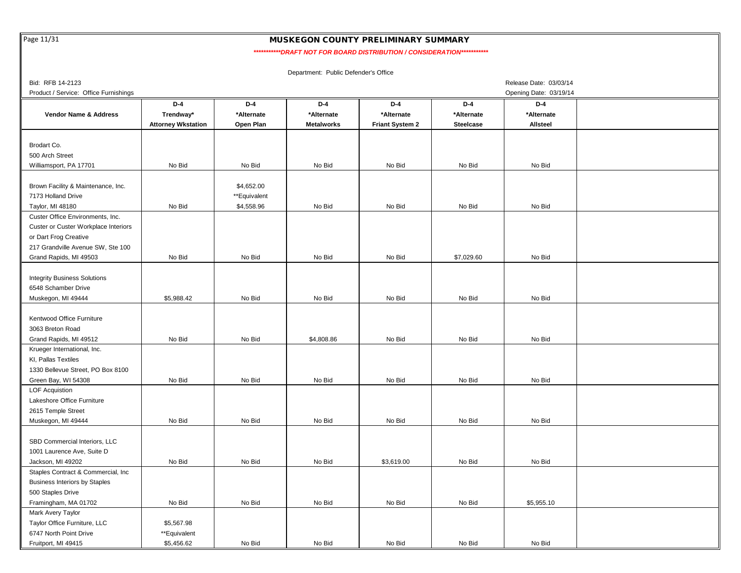# MUSKEGON COUNTY PRELIMINARY SUMMARY

***********DRAFT NOT FOR BOARD DISTRIBUTION / CONSIDERATION***********

Department: Public Defender's Office

Bid: RFB 14-2123

Release Date: 03/03/14

Product / Service: Office Furnishings

Opening Date: 03/19/14

| Vendor Name & Address | D-4 Trendway* Attorney Wkstation | D-4 *Alternate Open Plan | D-4 *Alternate Metalworks | D-4 *Alternate Friant System 2 | D-4 *Alternate Steelcase | D-4 *Alternate Allsteel | |
|---|---|---|---|---|---|---|---|
| Brodart Co.<br>500 Arch Street<br>Williamsport, PA 17701 | No Bid | No Bid | No Bid | No Bid | No Bid | No Bid | |
| Brown Facility & Maintenance, Inc.<br>7173 Holland Drive<br>Taylor, MI 48180 | No Bid | $4,652.00<br>**Equivalent<br>$4,558.96 | No Bid | No Bid | No Bid | No Bid | |
| Custer Office Environments, Inc.<br>Custer or Custer Workplace Interiors<br>or Dart Frog Creative<br>217 Grandville Avenue SW, Ste 100<br>Grand Rapids, MI 49503 | No Bid | No Bid | No Bid | No Bid | $7,029.60 | No Bid | |
| Integrity Business Solutions<br>6548 Schamber Drive<br>Muskegon, MI 49444 | $5,988.42 | No Bid | No Bid | No Bid | No Bid | No Bid | |
| Kentwood Office Furniture<br>3063 Breton Road<br>Grand Rapids, MI 49512 | No Bid | No Bid | $4,808.86 | No Bid | No Bid | No Bid | |
| Krueger International, Inc.<br>KI, Pallas Textiles<br>1330 Bellevue Street, PO Box 8100<br>Green Bay, WI 54308 | No Bid | No Bid | No Bid | No Bid | No Bid | No Bid | |
| LOF Acquistion<br>Lakeshore Office Furniture<br>2615 Temple Street<br>Muskegon, MI 49444 | No Bid | No Bid | No Bid | No Bid | No Bid | No Bid | |
| SBD Commercial Interiors, LLC<br>1001 Laurence Ave, Suite D<br>Jackson, MI 49202 | No Bid | No Bid | No Bid | $3,619.00 | No Bid | No Bid | |
| Staples Contract & Commercial, Inc<br>Business Interiors by Staples<br>500 Staples Drive<br>Framingham, MA 01702 | No Bid | No Bid | No Bid | No Bid | No Bid | $5,955.10 | |
| Mark Avery Taylor<br>Taylor Office Furniture, LLC<br>6747 North Point Drive<br>Fruitport, MI 49415 | $5,567.98<br>**Equivalent<br>$5,456.62 | No Bid | No Bid | No Bid | No Bid | No Bid | |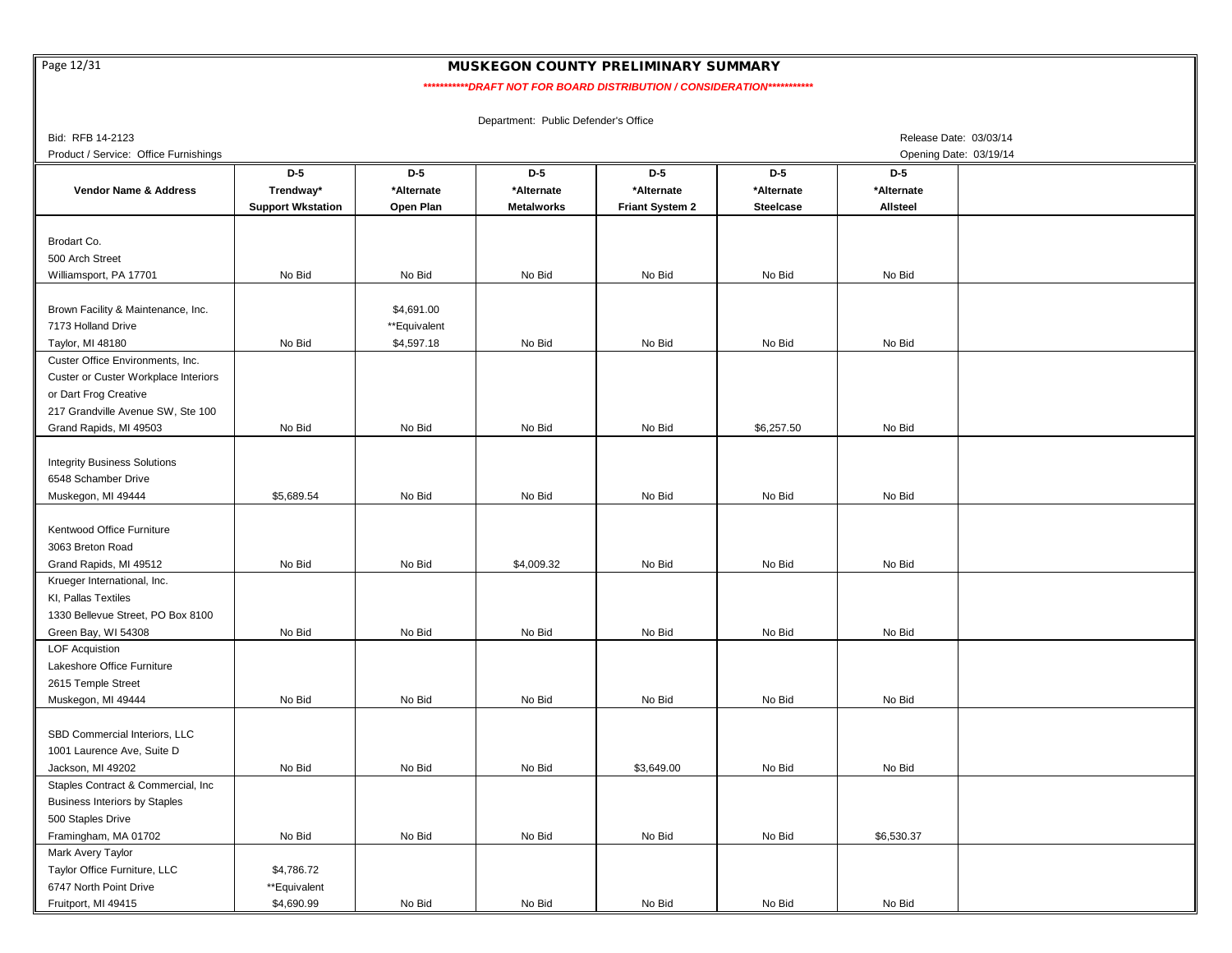# MUSKEGON COUNTY PRELIMINARY SUMMARY

***********DRAFT NOT FOR BOARD DISTRIBUTION / CONSIDERATION***********

Department: Public Defender's Office

Bid: RFB 14-2123

Release Date: 03/03/14

Product / Service: Office Furnishings

Opening Date: 03/19/14

| Vendor Name & Address | D-5<br>Trendway*<br>Support Wkstation | D-5<br>*Alternate<br>Open Plan | D-5<br>*Alternate<br>Metalworks | D-5<br>*Alternate<br>Friant System 2 | D-5<br>*Alternate<br>Steelcase | D-5<br>*Alternate<br>Allsteel | |
|---|---|---|---|---|---|---|---|
| Brodart Co.<br>500 Arch Street<br>Williamsport, PA 17701 | No Bid | No Bid | No Bid | No Bid | No Bid | No Bid | |
| Brown Facility & Maintenance, Inc.<br>7173 Holland Drive<br>Taylor, MI 48180 | No Bid | $4,691.00<br>**Equivalent<br>$4,597.18 | No Bid | No Bid | No Bid | No Bid | |
| Custer Office Environments, Inc.<br>Custer or Custer Workplace Interiors<br>or Dart Frog Creative<br>217 Grandville Avenue SW, Ste 100<br>Grand Rapids, MI 49503 | No Bid | No Bid | No Bid | No Bid | $6,257.50 | No Bid | |
| Integrity Business Solutions<br>6548 Schamber Drive<br>Muskegon, MI 49444 | $5,689.54 | No Bid | No Bid | No Bid | No Bid | No Bid | |
| Kentwood Office Furniture<br>3063 Breton Road<br>Grand Rapids, MI 49512 | No Bid | No Bid | $4,009.32 | No Bid | No Bid | No Bid | |
| Krueger International, Inc.<br>KI, Pallas Textiles<br>1330 Bellevue Street, PO Box 8100<br>Green Bay, WI 54308 | No Bid | No Bid | No Bid | No Bid | No Bid | No Bid | |
| LOF Acquistion<br>Lakeshore Office Furniture<br>2615 Temple Street<br>Muskegon, MI 49444 | No Bid | No Bid | No Bid | No Bid | No Bid | No Bid | |
| SBD Commercial Interiors, LLC<br>1001 Laurence Ave, Suite D<br>Jackson, MI 49202 | No Bid | No Bid | No Bid | $3,649.00 | No Bid | No Bid | |
| Staples Contract & Commercial, Inc<br>Business Interiors by Staples<br>500 Staples Drive<br>Framingham, MA 01702 | No Bid | No Bid | No Bid | No Bid | No Bid | $6,530.37 | |
| Mark Avery Taylor<br>Taylor Office Furniture, LLC<br>6747 North Point Drive<br>Fruitport, MI 49415 | $4,786.72<br>**Equivalent<br>$4,690.99 | No Bid | No Bid | No Bid | No Bid | No Bid | |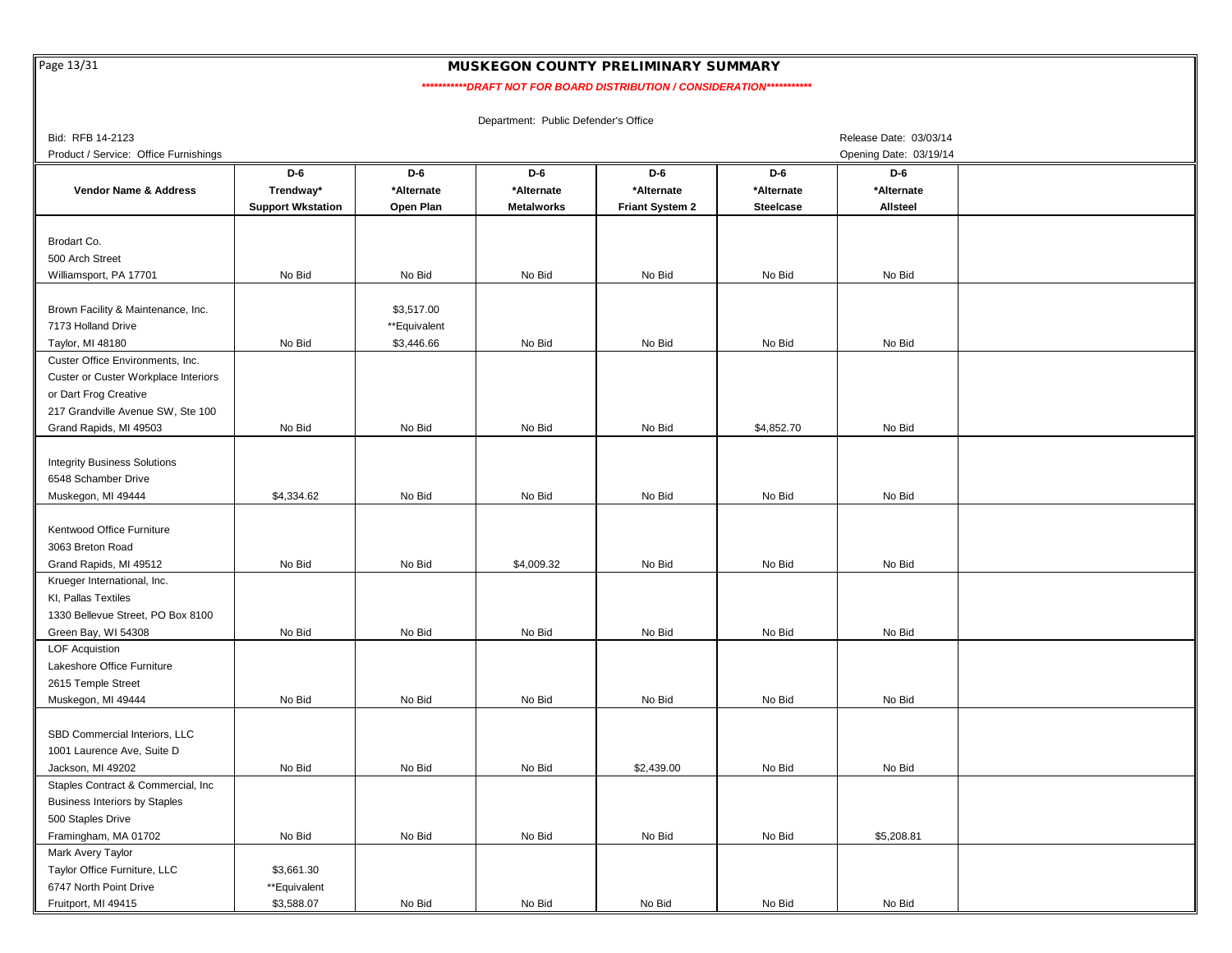# MUSKEGON COUNTY PRELIMINARY SUMMARY

***********DRAFT NOT FOR BOARD DISTRIBUTION / CONSIDERATION***********

Department: Public Defender's Office

Bid: RFB 14-2123

Release Date: 03/03/14

Product / Service: Office Furnishings

Opening Date: 03/19/14

| Vendor Name & Address | D-6 Trendway* Support Wkstation | D-6 *Alternate Open Plan | D-6 *Alternate Metalworks | D-6 *Alternate Friant System 2 | D-6 *Alternate Steelcase | D-6 *Alternate Allsteel |
|---|---|---|---|---|---|---|
| Brodart Co.<br>500 Arch Street<br>Williamsport, PA 17701 | No Bid | No Bid | No Bid | No Bid | No Bid | No Bid |
| Brown Facility & Maintenance, Inc.<br>7173 Holland Drive<br>Taylor, MI 48180 | No Bid | $3,517.00<br>**Equivalent<br>$3,446.66 | No Bid | No Bid | No Bid | No Bid |
| Custer Office Environments, Inc.<br>Custer or Custer Workplace Interiors<br>or Dart Frog Creative<br>217 Grandville Avenue SW, Ste 100<br>Grand Rapids, MI 49503 | No Bid | No Bid | No Bid | No Bid | $4,852.70 | No Bid |
| Integrity Business Solutions<br>6548 Schamber Drive<br>Muskegon, MI 49444 | $4,334.62 | No Bid | No Bid | No Bid | No Bid | No Bid |
| Kentwood Office Furniture<br>3063 Breton Road<br>Grand Rapids, MI 49512 | No Bid | No Bid | $4,009.32 | No Bid | No Bid | No Bid |
| Krueger International, Inc.<br>KI, Pallas Textiles<br>1330 Bellevue Street, PO Box 8100<br>Green Bay, WI 54308 | No Bid | No Bid | No Bid | No Bid | No Bid | No Bid |
| LOF Acquistion<br>Lakeshore Office Furniture<br>2615 Temple Street<br>Muskegon, MI 49444 | No Bid | No Bid | No Bid | No Bid | No Bid | No Bid |
| SBD Commercial Interiors, LLC<br>1001 Laurence Ave, Suite D<br>Jackson, MI 49202 | No Bid | No Bid | No Bid | $2,439.00 | No Bid | No Bid |
| Staples Contract & Commercial, Inc<br>Business Interiors by Staples<br>500 Staples Drive<br>Framingham, MA 01702 | No Bid | No Bid | No Bid | No Bid | No Bid | $5,208.81 |
| Mark Avery Taylor<br>Taylor Office Furniture, LLC<br>6747 North Point Drive<br>Fruitport, MI 49415 | $3,661.30<br>**Equivalent<br>$3,588.07 | No Bid | No Bid | No Bid | No Bid | No Bid |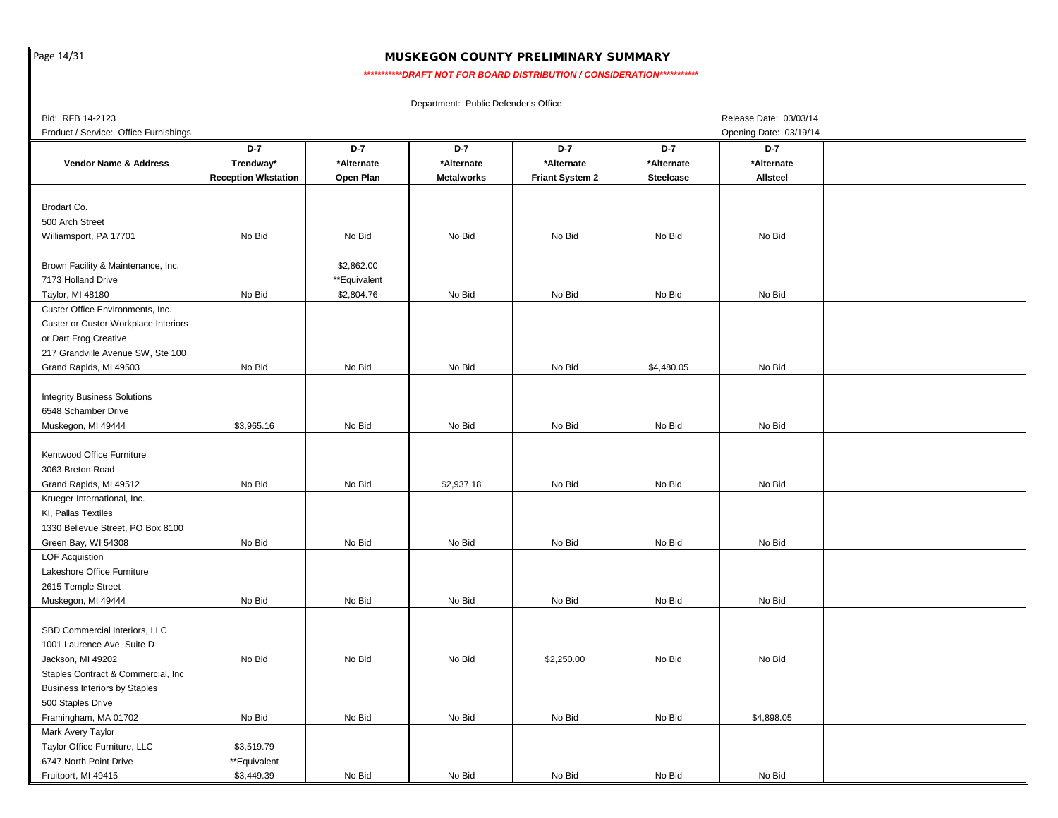# MUSKEGON COUNTY PRELIMINARY SUMMARY

***********DRAFT NOT FOR BOARD DISTRIBUTION / CONSIDERATION***********

Department: Public Defender's Office

Bid: RFB 14-2123

Release Date: 03/03/14

Product / Service: Office Furnishings

Opening Date: 03/19/14

| Vendor Name & Address | D-7 Trendway* Reception Wkstation | D-7 *Alternate Open Plan | D-7 *Alternate Metalworks | D-7 *Alternate Friant System 2 | D-7 *Alternate Steelcase | D-7 *Alternate Allsteel | |
|---|---|---|---|---|---|---|---|
| Brodart Co.<br>500 Arch Street<br>Williamsport, PA 17701 | No Bid | No Bid | No Bid | No Bid | No Bid | No Bid | |
| Brown Facility & Maintenance, Inc.<br>7173 Holland Drive<br>Taylor, MI 48180 | No Bid | $2,862.00<br>**Equivalent<br>$2,804.76 | No Bid | No Bid | No Bid | No Bid | |
| Custer Office Environments, Inc.<br>Custer or Custer Workplace Interiors<br>or Dart Frog Creative<br>217 Grandville Avenue SW, Ste 100<br>Grand Rapids, MI 49503 | No Bid | No Bid | No Bid | No Bid | $4,480.05 | No Bid | |
| Integrity Business Solutions<br>6548 Schamber Drive<br>Muskegon, MI 49444 | $3,965.16 | No Bid | No Bid | No Bid | No Bid | No Bid | |
| Kentwood Office Furniture<br>3063 Breton Road<br>Grand Rapids, MI 49512 | No Bid | No Bid | $2,937.18 | No Bid | No Bid | No Bid | |
| Krueger International, Inc.<br>KI, Pallas Textiles<br>1330 Bellevue Street, PO Box 8100<br>Green Bay, WI 54308 | No Bid | No Bid | No Bid | No Bid | No Bid | No Bid | |
| LOF Acquistion<br>Lakeshore Office Furniture<br>2615 Temple Street<br>Muskegon, MI 49444 | No Bid | No Bid | No Bid | No Bid | No Bid | No Bid | |
| SBD Commercial Interiors, LLC<br>1001 Laurence Ave, Suite D<br>Jackson, MI 49202 | No Bid | No Bid | No Bid | $2,250.00 | No Bid | No Bid | |
| Staples Contract & Commercial, Inc<br>Business Interiors by Staples<br>500 Staples Drive<br>Framingham, MA 01702 | No Bid | No Bid | No Bid | No Bid | No Bid | $4,898.05 | |
| Mark Avery Taylor<br>Taylor Office Furniture, LLC<br>6747 North Point Drive<br>Fruitport, MI 49415 | $3,519.79<br>**Equivalent<br>$3,449.39 | No Bid | No Bid | No Bid | No Bid | No Bid | |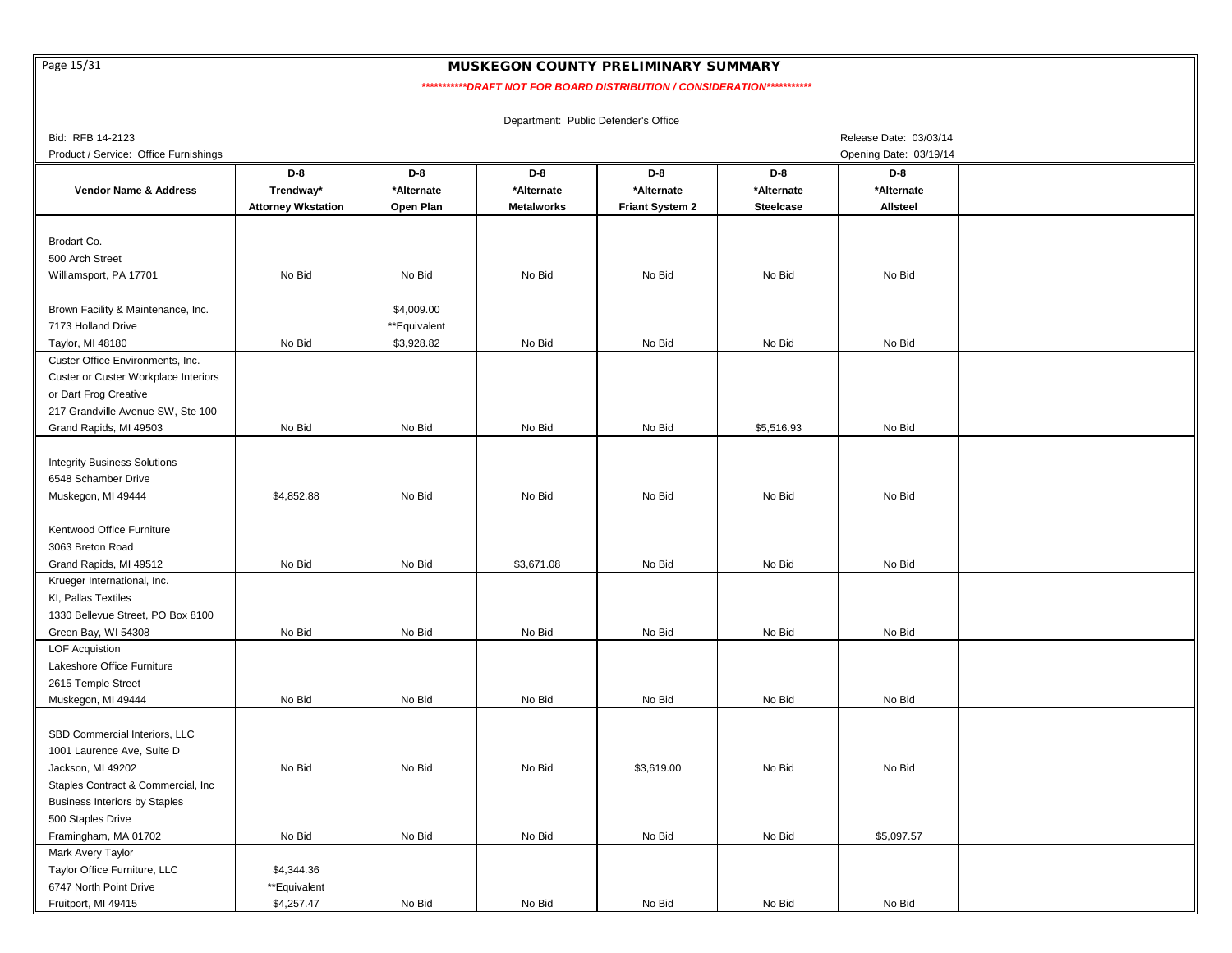# MUSKEGON COUNTY PRELIMINARY SUMMARY

***********DRAFT NOT FOR BOARD DISTRIBUTION / CONSIDERATION***********

Department: Public Defender's Office

Bid: RFB 14-2123

Product / Service: Office Furnishings

Release Date: 03/03/14

Opening Date: 03/19/14

| Vendor Name & Address | D-8 Trendway* Attorney Wkstation | D-8 *Alternate Open Plan | D-8 *Alternate Metalworks | D-8 *Alternate Friant System 2 | D-8 *Alternate Steelcase | D-8 *Alternate Allsteel | |
|---|---|---|---|---|---|---|---|
| Brodart Co.<br>500 Arch Street<br>Williamsport, PA 17701 | No Bid | No Bid | No Bid | No Bid | No Bid | No Bid | |
| Brown Facility & Maintenance, Inc.<br>7173 Holland Drive<br>Taylor, MI 48180 | No Bid | $4,009.00<br>**Equivalent<br>$3,928.82 | No Bid | No Bid | No Bid | No Bid | |
| Custer Office Environments, Inc.<br>Custer or Custer Workplace Interiors<br>or Dart Frog Creative<br>217 Grandville Avenue SW, Ste 100<br>Grand Rapids, MI 49503 | No Bid | No Bid | No Bid | No Bid | $5,516.93 | No Bid | |
| Integrity Business Solutions<br>6548 Schamber Drive<br>Muskegon, MI 49444 | $4,852.88 | No Bid | No Bid | No Bid | No Bid | No Bid | |
| Kentwood Office Furniture<br>3063 Breton Road<br>Grand Rapids, MI 49512 | No Bid | No Bid | $3,671.08 | No Bid | No Bid | No Bid | |
| Krueger International, Inc.<br>KI, Pallas Textiles<br>1330 Bellevue Street, PO Box 8100<br>Green Bay, WI 54308 | No Bid | No Bid | No Bid | No Bid | No Bid | No Bid | |
| LOF Acquistion<br>Lakeshore Office Furniture<br>2615 Temple Street<br>Muskegon, MI 49444 | No Bid | No Bid | No Bid | No Bid | No Bid | No Bid | |
| SBD Commercial Interiors, LLC<br>1001 Laurence Ave, Suite D<br>Jackson, MI 49202 | No Bid | No Bid | No Bid | $3,619.00 | No Bid | No Bid | |
| Staples Contract & Commercial, Inc<br>Business Interiors by Staples<br>500 Staples Drive<br>Framingham, MA 01702 | No Bid | No Bid | No Bid | No Bid | No Bid | $5,097.57 | |
| Mark Avery Taylor<br>Taylor Office Furniture, LLC<br>6747 North Point Drive<br>Fruitport, MI 49415 | $4,344.36<br>**Equivalent<br>$4,257.47 | No Bid | No Bid | No Bid | No Bid | No Bid | |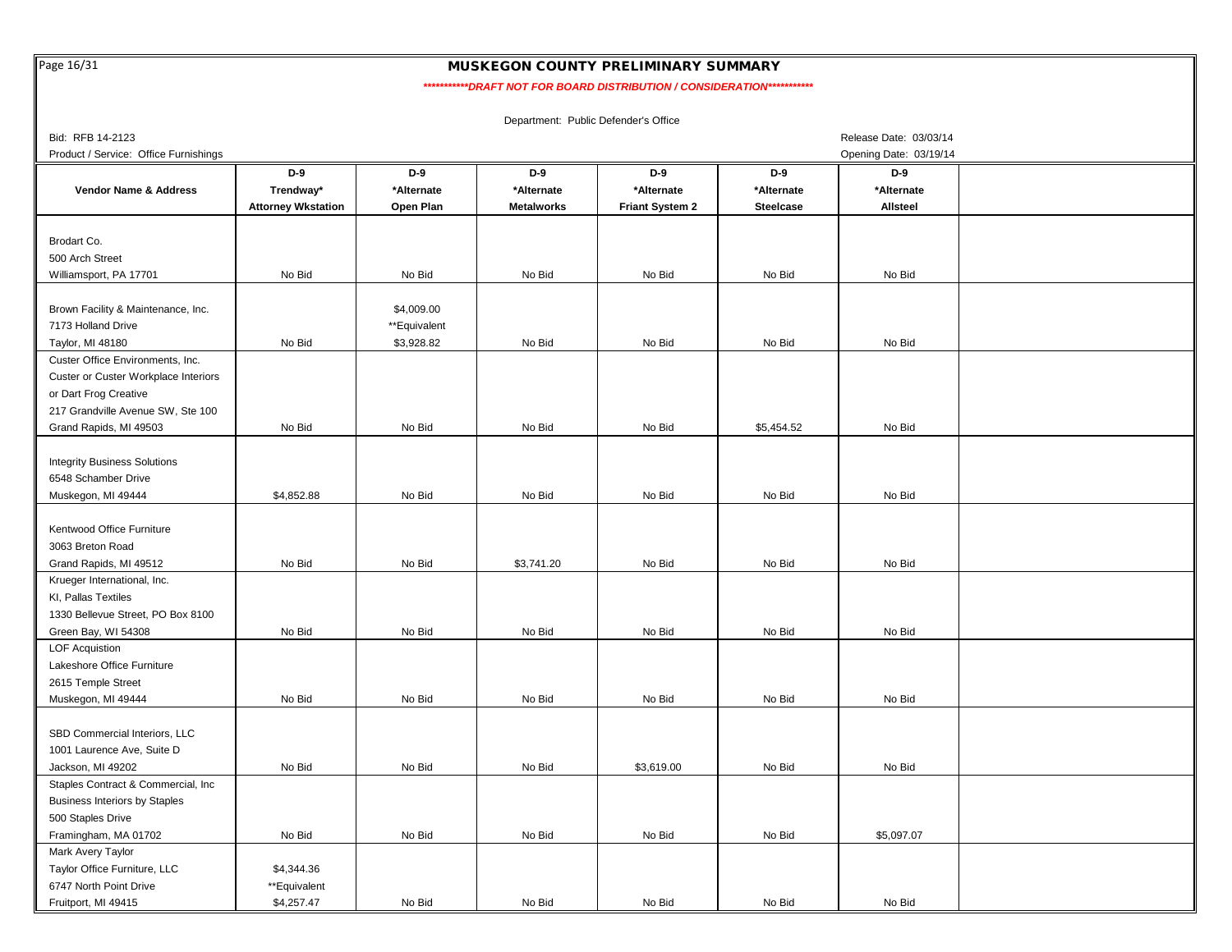# MUSKEGON COUNTY PRELIMINARY SUMMARY

***********DRAFT NOT FOR BOARD DISTRIBUTION / CONSIDERATION***********

Department: Public Defender's Office

Bid: RFB 14-2123

Product / Service: Office Furnishings

Release Date: 03/03/14

Opening Date: 03/19/14

| Vendor Name & Address | D-9 Trendway* Attorney Wkstation | D-9 *Alternate Open Plan | D-9 *Alternate Metalworks | D-9 *Alternate Friant System 2 | D-9 *Alternate Steelcase | D-9 *Alternate Allsteel | |
|---|---|---|---|---|---|---|---|
| Brodart Co.<br>500 Arch Street<br>Williamsport, PA 17701 | No Bid | No Bid | No Bid | No Bid | No Bid | No Bid | |
| Brown Facility & Maintenance, Inc.<br>7173 Holland Drive<br>Taylor, MI 48180 | No Bid | $4,009.00<br>**Equivalent<br>$3,928.82 | No Bid | No Bid | No Bid | No Bid | |
| Custer Office Environments, Inc.<br>Custer or Custer Workplace Interiors<br>or Dart Frog Creative<br>217 Grandville Avenue SW, Ste 100<br>Grand Rapids, MI 49503 | No Bid | No Bid | No Bid | No Bid | $5,454.52 | No Bid | |
| Integrity Business Solutions<br>6548 Schamber Drive<br>Muskegon, MI 49444 | $4,852.88 | No Bid | No Bid | No Bid | No Bid | No Bid | |
| Kentwood Office Furniture<br>3063 Breton Road<br>Grand Rapids, MI 49512 | No Bid | No Bid | $3,741.20 | No Bid | No Bid | No Bid | |
| Krueger International, Inc.<br>KI, Pallas Textiles<br>1330 Bellevue Street, PO Box 8100<br>Green Bay, WI 54308 | No Bid | No Bid | No Bid | No Bid | No Bid | No Bid | |
| LOF Acquistion<br>Lakeshore Office Furniture<br>2615 Temple Street<br>Muskegon, MI 49444 | No Bid | No Bid | No Bid | No Bid | No Bid | No Bid | |
| SBD Commercial Interiors, LLC<br>1001 Laurence Ave, Suite D<br>Jackson, MI 49202 | No Bid | No Bid | No Bid | $3,619.00 | No Bid | No Bid | |
| Staples Contract & Commercial, Inc<br>Business Interiors by Staples<br>500 Staples Drive<br>Framingham, MA 01702 | No Bid | No Bid | No Bid | No Bid | No Bid | $5,097.07 | |
| Mark Avery Taylor<br>Taylor Office Furniture, LLC<br>6747 North Point Drive<br>Fruitport, MI 49415 | $4,344.36<br>**Equivalent<br>$4,257.47 | No Bid | No Bid | No Bid | No Bid | No Bid | |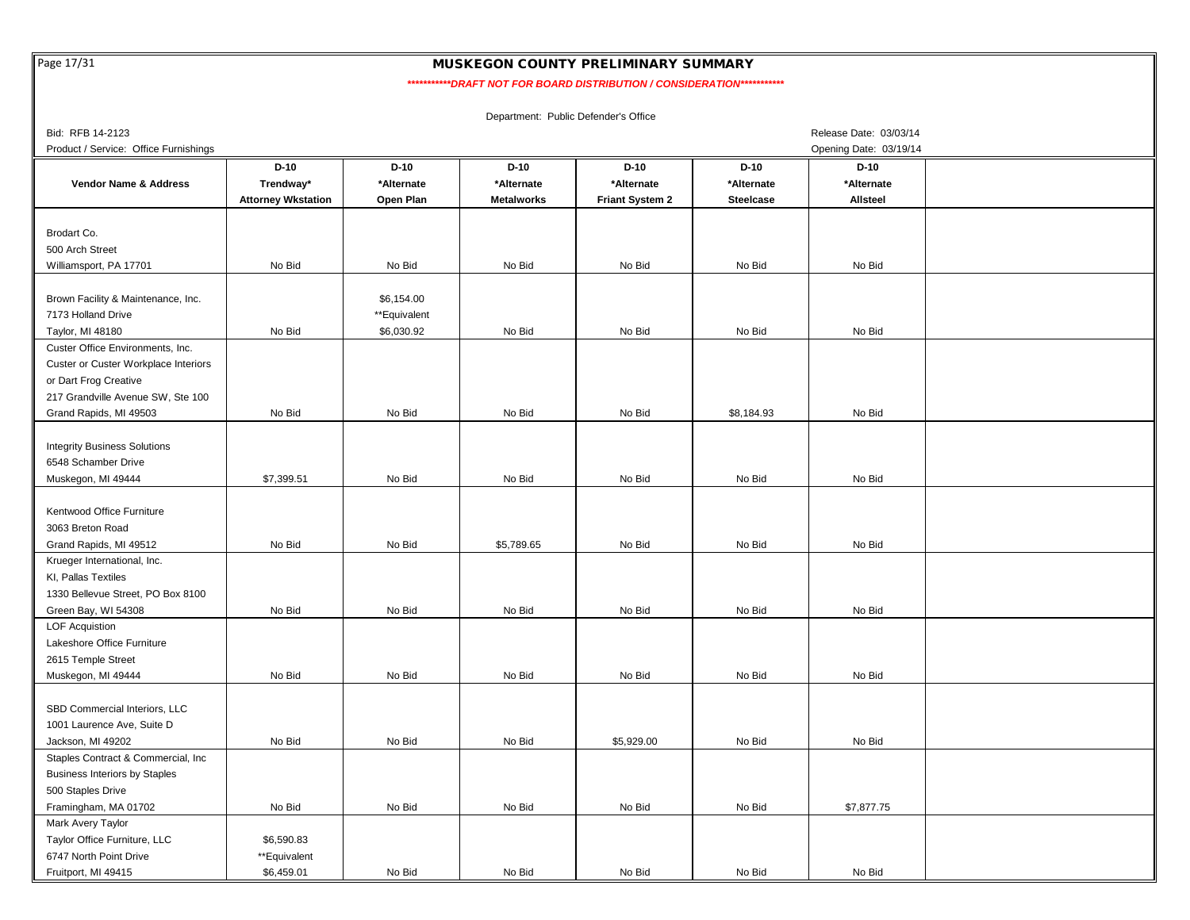# MUSKEGON COUNTY PRELIMINARY SUMMARY

***********DRAFT NOT FOR BOARD DISTRIBUTION / CONSIDERATION***********

Department: Public Defender's Office

Bid: RFB 14-2123

Release Date: 03/03/14

Product / Service: Office Furnishings

Opening Date: 03/19/14

| Vendor Name & Address | D-10 Trendway* Attorney Wkstation | D-10 *Alternate Open Plan | D-10 *Alternate Metalworks | D-10 *Alternate Friant System 2 | D-10 *Alternate Steelcase | D-10 *Alternate Allsteel | |
|---|---|---|---|---|---|---|---|
| Brodart Co.<br>500 Arch Street<br>Williamsport, PA 17701 | No Bid | No Bid | No Bid | No Bid | No Bid | No Bid | |
| Brown Facility & Maintenance, Inc.<br>7173 Holland Drive<br>Taylor, MI 48180 | No Bid | $6,154.00<br>**Equivalent<br>$6,030.92 | No Bid | No Bid | No Bid | No Bid | |
| Custer Office Environments, Inc.<br>Custer or Custer Workplace Interiors<br>or Dart Frog Creative<br>217 Grandville Avenue SW, Ste 100<br>Grand Rapids, MI 49503 | No Bid | No Bid | No Bid | No Bid | $8,184.93 | No Bid | |
| Integrity Business Solutions<br>6548 Schamber Drive<br>Muskegon, MI 49444 | $7,399.51 | No Bid | No Bid | No Bid | No Bid | No Bid | |
| Kentwood Office Furniture<br>3063 Breton Road<br>Grand Rapids, MI 49512 | No Bid | No Bid | $5,789.65 | No Bid | No Bid | No Bid | |
| Krueger International, Inc.<br>KI, Pallas Textiles<br>1330 Bellevue Street, PO Box 8100<br>Green Bay, WI 54308 | No Bid | No Bid | No Bid | No Bid | No Bid | No Bid | |
| LOF Acquistion<br>Lakeshore Office Furniture<br>2615 Temple Street<br>Muskegon, MI 49444 | No Bid | No Bid | No Bid | No Bid | No Bid | No Bid | |
| SBD Commercial Interiors, LLC<br>1001 Laurence Ave, Suite D<br>Jackson, MI 49202 | No Bid | No Bid | No Bid | $5,929.00 | No Bid | No Bid | |
| Staples Contract & Commercial, Inc<br>Business Interiors by Staples<br>500 Staples Drive<br>Framingham, MA 01702 | No Bid | No Bid | No Bid | No Bid | No Bid | $7,877.75 | |
| Mark Avery Taylor<br>Taylor Office Furniture, LLC<br>6747 North Point Drive<br>Fruitport, MI 49415 | $6,590.83<br>**Equivalent<br>$6,459.01 | No Bid | No Bid | No Bid | No Bid | No Bid | |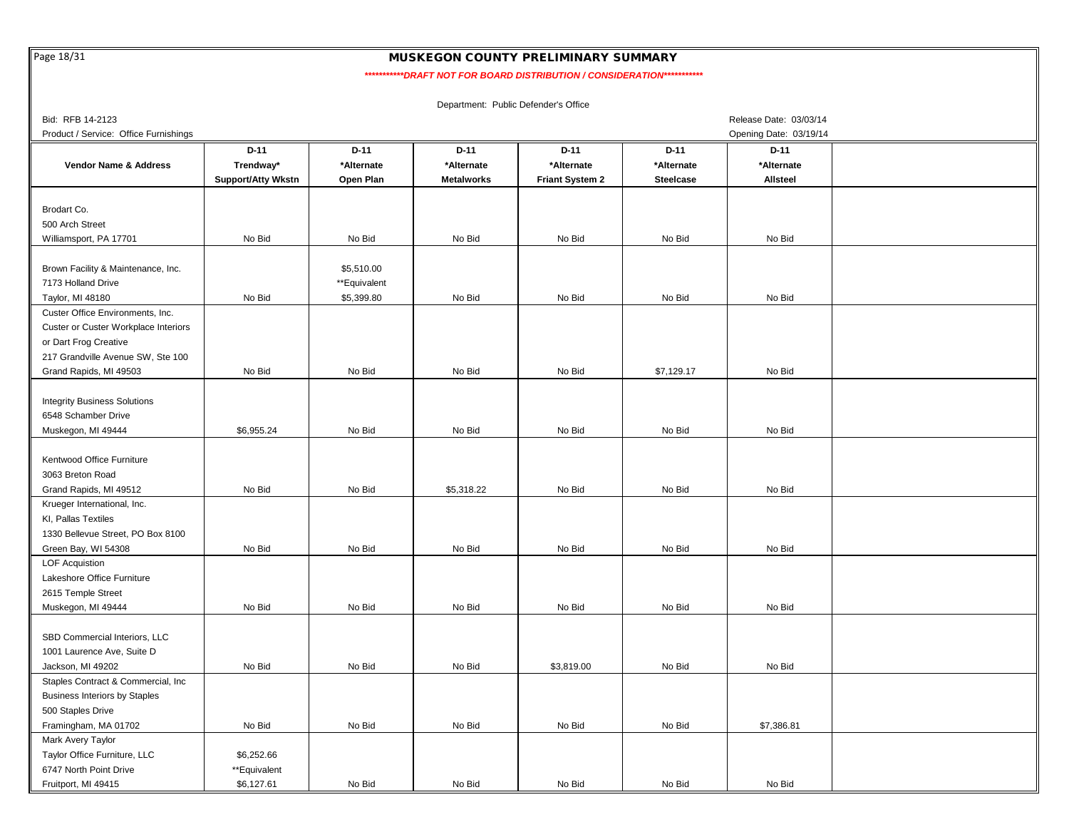# MUSKEGON COUNTY PRELIMINARY SUMMARY

***********DRAFT NOT FOR BOARD DISTRIBUTION / CONSIDERATION***********

Department: Public Defender's Office

Bid: RFB 14-2123

Product / Service: Office Furnishings

Release Date: 03/03/14

Opening Date: 03/19/14

| Vendor Name & Address | D-11 Trendway* Support/Atty Wkstn | D-11 *Alternate Open Plan | D-11 *Alternate Metalworks | D-11 *Alternate Friant System 2 | D-11 *Alternate Steelcase | D-11 *Alternate Allsteel | |
|---|---|---|---|---|---|---|---|
| Brodart Co.<br>500 Arch Street<br>Williamsport, PA 17701 | No Bid | No Bid | No Bid | No Bid | No Bid | No Bid | |
| Brown Facility & Maintenance, Inc.<br>7173 Holland Drive<br>Taylor, MI 48180 | No Bid | $5,510.00<br>**Equivalent<br>$5,399.80 | No Bid | No Bid | No Bid | No Bid | |
| Custer Office Environments, Inc.<br>Custer or Custer Workplace Interiors<br>or Dart Frog Creative<br>217 Grandville Avenue SW, Ste 100<br>Grand Rapids, MI 49503 | No Bid | No Bid | No Bid | No Bid | $7,129.17 | No Bid | |
| Integrity Business Solutions<br>6548 Schamber Drive<br>Muskegon, MI 49444 | $6,955.24 | No Bid | No Bid | No Bid | No Bid | No Bid | |
| Kentwood Office Furniture<br>3063 Breton Road<br>Grand Rapids, MI 49512 | No Bid | No Bid | $5,318.22 | No Bid | No Bid | No Bid | |
| Krueger International, Inc.<br>KI, Pallas Textiles<br>1330 Bellevue Street, PO Box 8100<br>Green Bay, WI 54308 | No Bid | No Bid | No Bid | No Bid | No Bid | No Bid | |
| LOF Acquistion<br>Lakeshore Office Furniture<br>2615 Temple Street<br>Muskegon, MI 49444 | No Bid | No Bid | No Bid | No Bid | No Bid | No Bid | |
| SBD Commercial Interiors, LLC<br>1001 Laurence Ave, Suite D<br>Jackson, MI 49202 | No Bid | No Bid | No Bid | $3,819.00 | No Bid | No Bid | |
| Staples Contract & Commercial, Inc<br>Business Interiors by Staples<br>500 Staples Drive<br>Framingham, MA 01702 | No Bid | No Bid | No Bid | No Bid | No Bid | $7,386.81 | |
| Mark Avery Taylor<br>Taylor Office Furniture, LLC<br>6747 North Point Drive<br>Fruitport, MI 49415 | $6,252.66<br>**Equivalent<br>$6,127.61 | No Bid | No Bid | No Bid | No Bid | No Bid | |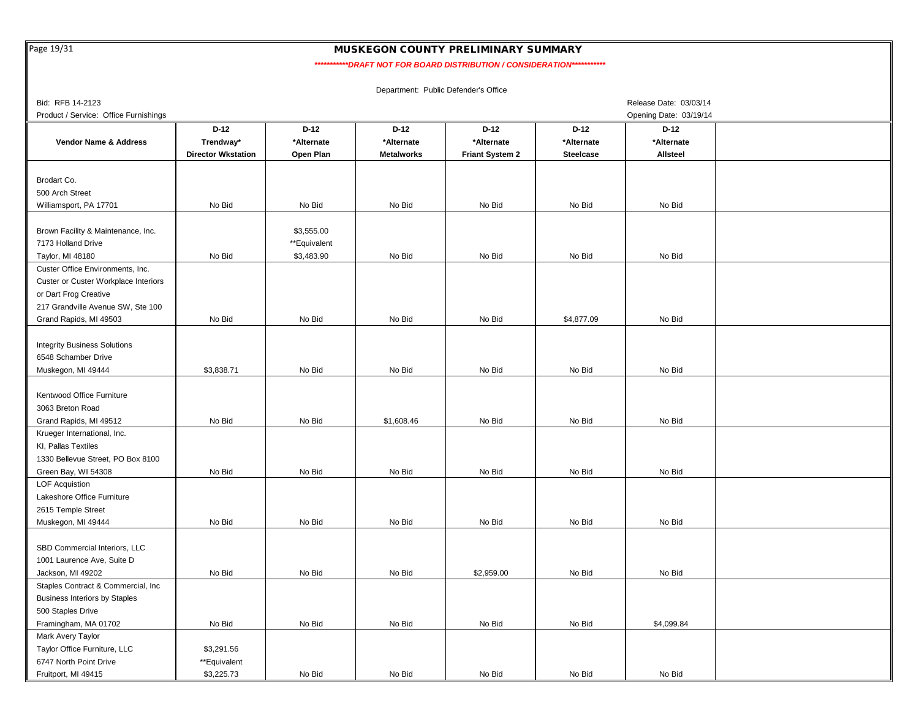# MUSKEGON COUNTY PRELIMINARY SUMMARY

***********DRAFT NOT FOR BOARD DISTRIBUTION / CONSIDERATION***********

Department: Public Defender's Office

Bid: RFB 14-2123

Release Date: 03/03/14

Product / Service: Office Furnishings

Opening Date: 03/19/14

| Vendor Name & Address | D-12 Trendway* Director Wkstation | D-12 *Alternate Open Plan | D-12 *Alternate Metalworks | D-12 *Alternate Friant System 2 | D-12 *Alternate Steelcase | D-12 *Alternate Allsteel | |
|---|---|---|---|---|---|---|---|
| Brodart Co. 500 Arch Street Williamsport, PA 17701 | No Bid | No Bid | No Bid | No Bid | No Bid | No Bid | |
| Brown Facility & Maintenance, Inc. 7173 Holland Drive Taylor, MI 48180 | No Bid | $3,555.00 **Equivalent $3,483.90 | No Bid | No Bid | No Bid | No Bid | |
| Custer Office Environments, Inc. Custer or Custer Workplace Interiors or Dart Frog Creative 217 Grandville Avenue SW, Ste 100 Grand Rapids, MI 49503 | No Bid | No Bid | No Bid | No Bid | $4,877.09 | No Bid | |
| Integrity Business Solutions 6548 Schamber Drive Muskegon, MI 49444 | $3,838.71 | No Bid | No Bid | No Bid | No Bid | No Bid | |
| Kentwood Office Furniture 3063 Breton Road Grand Rapids, MI 49512 | No Bid | No Bid | $1,608.46 | No Bid | No Bid | No Bid | |
| Krueger International, Inc. KI, Pallas Textiles 1330 Bellevue Street, PO Box 8100 Green Bay, WI 54308 | No Bid | No Bid | No Bid | No Bid | No Bid | No Bid | |
| LOF Acquistion Lakeshore Office Furniture 2615 Temple Street Muskegon, MI 49444 | No Bid | No Bid | No Bid | No Bid | No Bid | No Bid | |
| SBD Commercial Interiors, LLC 1001 Laurence Ave, Suite D Jackson, MI 49202 | No Bid | No Bid | No Bid | $2,959.00 | No Bid | No Bid | |
| Staples Contract & Commercial, Inc Business Interiors by Staples 500 Staples Drive Framingham, MA 01702 | No Bid | No Bid | No Bid | No Bid | No Bid | $4,099.84 | |
| Mark Avery Taylor Taylor Office Furniture, LLC 6747 North Point Drive Fruitport, MI 49415 | $3,291.56 **Equivalent $3,225.73 | No Bid | No Bid | No Bid | No Bid | No Bid | |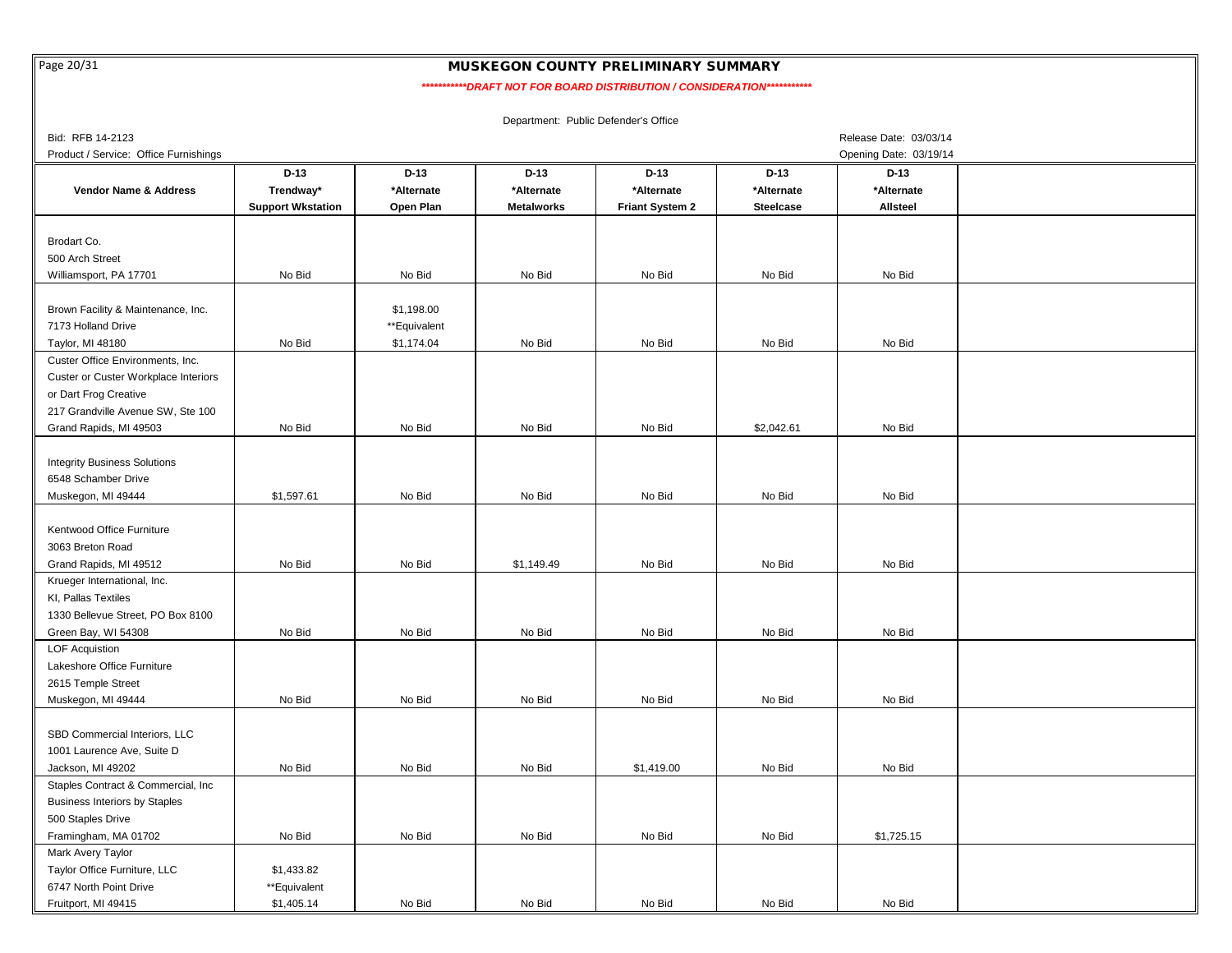# MUSKEGON COUNTY PRELIMINARY SUMMARY

***********DRAFT NOT FOR BOARD DISTRIBUTION / CONSIDERATION***********

Department: Public Defender's Office

Bid: RFB 14-2123

Release Date: 03/03/14

Product / Service: Office Furnishings

Opening Date: 03/19/14

| Vendor Name & Address | D-13 Trendway* Support Wkstation | D-13 *Alternate Open Plan | D-13 *Alternate Metalworks | D-13 *Alternate Friant System 2 | D-13 *Alternate Steelcase | D-13 *Alternate Allsteel | |
|---|---|---|---|---|---|---|---|
| Brodart Co.<br>500 Arch Street<br>Williamsport, PA 17701 | No Bid | No Bid | No Bid | No Bid | No Bid | No Bid | |
| Brown Facility & Maintenance, Inc.<br>7173 Holland Drive<br>Taylor, MI 48180 | No Bid | $1,198.00<br>**Equivalent<br>$1,174.04 | No Bid | No Bid | No Bid | No Bid | |
| Custer Office Environments, Inc.<br>Custer or Custer Workplace Interiors<br>or Dart Frog Creative<br>217 Grandville Avenue SW, Ste 100<br>Grand Rapids, MI 49503 | No Bid | No Bid | No Bid | No Bid | $2,042.61 | No Bid | |
| Integrity Business Solutions<br>6548 Schamber Drive<br>Muskegon, MI 49444 | $1,597.61 | No Bid | No Bid | No Bid | No Bid | No Bid | |
| Kentwood Office Furniture<br>3063 Breton Road<br>Grand Rapids, MI 49512 | No Bid | No Bid | $1,149.49 | No Bid | No Bid | No Bid | |
| Krueger International, Inc.<br>KI, Pallas Textiles<br>1330 Bellevue Street, PO Box 8100<br>Green Bay, WI 54308 | No Bid | No Bid | No Bid | No Bid | No Bid | No Bid | |
| LOF Acquistion<br>Lakeshore Office Furniture<br>2615 Temple Street<br>Muskegon, MI 49444 | No Bid | No Bid | No Bid | No Bid | No Bid | No Bid | |
| SBD Commercial Interiors, LLC<br>1001 Laurence Ave, Suite D<br>Jackson, MI 49202 | No Bid | No Bid | No Bid | $1,419.00 | No Bid | No Bid | |
| Staples Contract & Commercial, Inc<br>Business Interiors by Staples<br>500 Staples Drive<br>Framingham, MA 01702 | No Bid | No Bid | No Bid | No Bid | No Bid | $1,725.15 | |
| Mark Avery Taylor<br>Taylor Office Furniture, LLC<br>6747 North Point Drive<br>Fruitport, MI 49415 | $1,433.82<br>**Equivalent<br>$1,405.14 | No Bid | No Bid | No Bid | No Bid | No Bid | |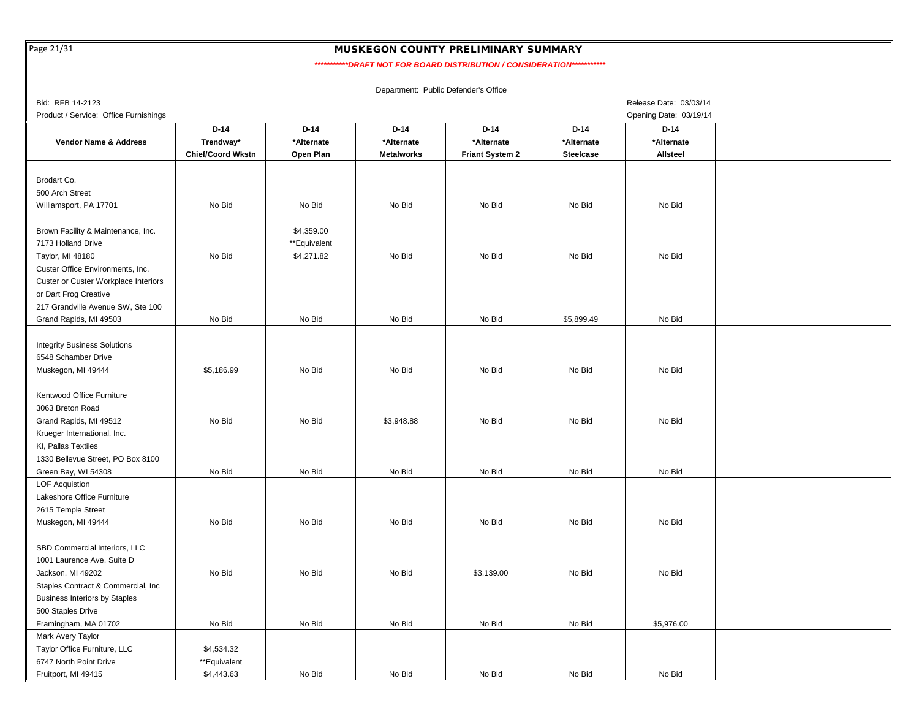# MUSKEGON COUNTY PRELIMINARY SUMMARY

***********DRAFT NOT FOR BOARD DISTRIBUTION / CONSIDERATION***********

Department: Public Defender's Office

Bid: RFB 14-2123

Product / Service: Office Furnishings

Release Date: 03/03/14

Opening Date: 03/19/14

| Vendor Name & Address | D-14 Trendway* Chief/Coord Wkstn | D-14 *Alternate Open Plan | D-14 *Alternate Metalworks | D-14 *Alternate Friant System 2 | D-14 *Alternate Steelcase | D-14 *Alternate Allsteel | |
|---|---|---|---|---|---|---|---|
| Brodart Co.<br>500 Arch Street<br>Williamsport, PA 17701 | No Bid | No Bid | No Bid | No Bid | No Bid | No Bid | |
| Brown Facility & Maintenance, Inc.<br>7173 Holland Drive<br>Taylor, MI 48180 | No Bid | $4,359.00<br>**Equivalent<br>$4,271.82 | No Bid | No Bid | No Bid | No Bid | |
| Custer Office Environments, Inc.<br>Custer or Custer Workplace Interiors<br>or Dart Frog Creative<br>217 Grandville Avenue SW, Ste 100<br>Grand Rapids, MI 49503 | No Bid | No Bid | No Bid | No Bid | $5,899.49 | No Bid | |
| Integrity Business Solutions<br>6548 Schamber Drive<br>Muskegon, MI 49444 | $5,186.99 | No Bid | No Bid | No Bid | No Bid | No Bid | |
| Kentwood Office Furniture<br>3063 Breton Road<br>Grand Rapids, MI 49512 | No Bid | No Bid | $3,948.88 | No Bid | No Bid | No Bid | |
| Krueger International, Inc.<br>KI, Pallas Textiles<br>1330 Bellevue Street, PO Box 8100<br>Green Bay, WI 54308 | No Bid | No Bid | No Bid | No Bid | No Bid | No Bid | |
| LOF Acquistion<br>Lakeshore Office Furniture<br>2615 Temple Street<br>Muskegon, MI 49444 | No Bid | No Bid | No Bid | No Bid | No Bid | No Bid | |
| SBD Commercial Interiors, LLC<br>1001 Laurence Ave, Suite D<br>Jackson, MI 49202 | No Bid | No Bid | No Bid | $3,139.00 | No Bid | No Bid | |
| Staples Contract & Commercial, Inc<br>Business Interiors by Staples<br>500 Staples Drive<br>Framingham, MA 01702 | No Bid | No Bid | No Bid | No Bid | No Bid | $5,976.00 | |
| Mark Avery Taylor<br>Taylor Office Furniture, LLC<br>6747 North Point Drive<br>Fruitport, MI 49415 | $4,534.32<br>**Equivalent<br>$4,443.63 | No Bid | No Bid | No Bid | No Bid | No Bid | |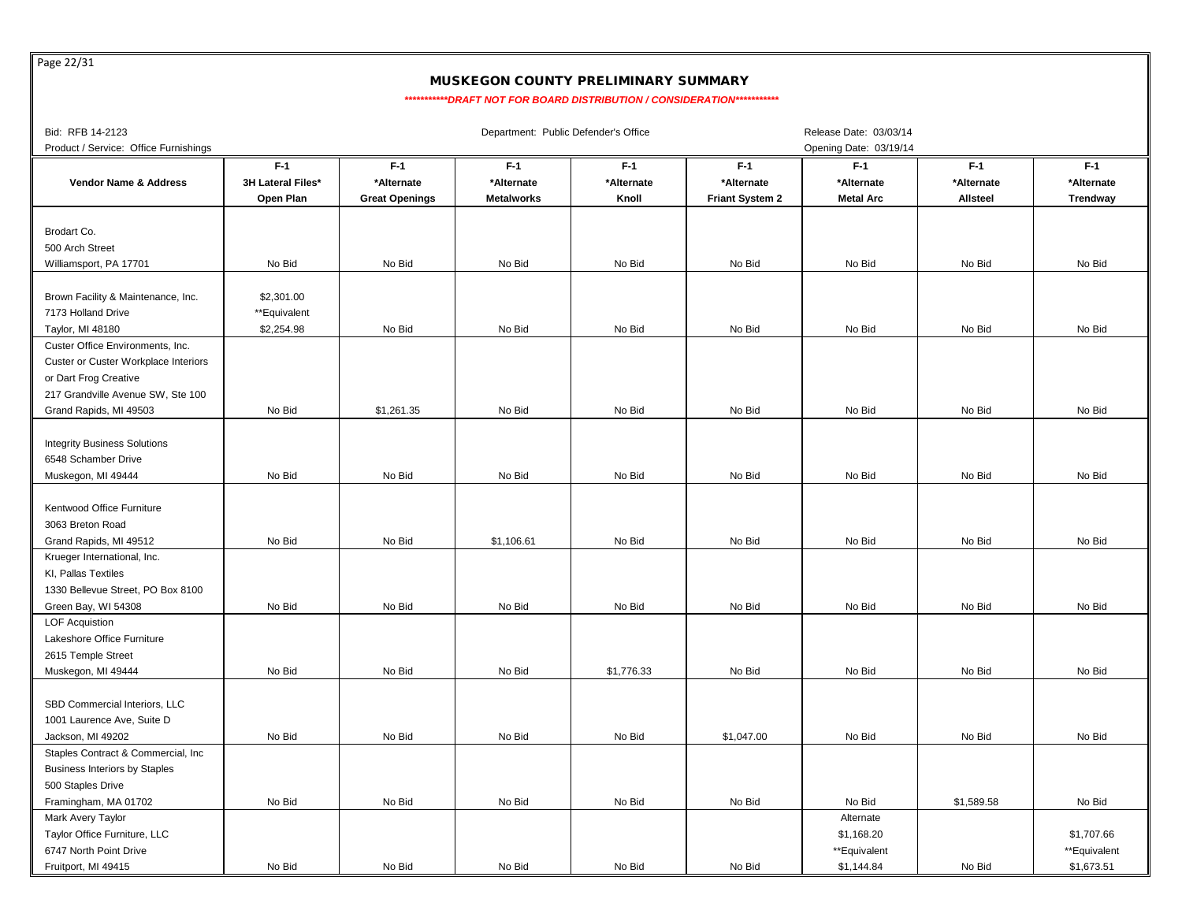## MUSKEGON COUNTY PRELIMINARY SUMMARY

***********DRAFT NOT FOR BOARD DISTRIBUTION / CONSIDERATION***********

Bid: RFB 14-2123 | Department: Public Defender's Office | Release Date: 03/03/14

Product / Service: Office Furnishings | Opening Date: 03/19/14

| Vendor Name & Address | F-1 3H Lateral Files* Open Plan | F-1 *Alternate Great Openings | F-1 *Alternate Metalworks | F-1 *Alternate Knoll | F-1 *Alternate Friant System 2 | F-1 *Alternate Metal Arc | F-1 *Alternate Allsteel | F-1 *Alternate Trendway |
|---|---|---|---|---|---|---|---|---|
| Brodart Co.<br>500 Arch Street<br>Williamsport, PA 17701 | No Bid | No Bid | No Bid | No Bid | No Bid | No Bid | No Bid | No Bid |
| Brown Facility & Maintenance, Inc.<br>7173 Holland Drive<br>Taylor, MI 48180 | $2,301.00<br>**Equivalent<br>$2,254.98 | No Bid | No Bid | No Bid | No Bid | No Bid | No Bid | No Bid |
| Custer Office Environments, Inc.<br>Custer or Custer Workplace Interiors<br>or Dart Frog Creative<br>217 Grandville Avenue SW, Ste 100<br>Grand Rapids, MI 49503 | No Bid | $1,261.35 | No Bid | No Bid | No Bid | No Bid | No Bid | No Bid |
| Integrity Business Solutions<br>6548 Schamber Drive<br>Muskegon, MI 49444 | No Bid | No Bid | No Bid | No Bid | No Bid | No Bid | No Bid | No Bid |
| Kentwood Office Furniture<br>3063 Breton Road<br>Grand Rapids, MI 49512 | No Bid | No Bid | $1,106.61 | No Bid | No Bid | No Bid | No Bid | No Bid |
| Krueger International, Inc.<br>KI, Pallas Textiles<br>1330 Bellevue Street, PO Box 8100<br>Green Bay, WI 54308 | No Bid | No Bid | No Bid | No Bid | No Bid | No Bid | No Bid | No Bid |
| LOF Acquistion<br>Lakeshore Office Furniture<br>2615 Temple Street<br>Muskegon, MI 49444 | No Bid | No Bid | No Bid | $1,776.33 | No Bid | No Bid | No Bid | No Bid |
| SBD Commercial Interiors, LLC<br>1001 Laurence Ave, Suite D<br>Jackson, MI 49202 | No Bid | No Bid | No Bid | No Bid | $1,047.00 | No Bid | No Bid | No Bid |
| Staples Contract & Commercial, Inc<br>Business Interiors by Staples<br>500 Staples Drive<br>Framingham, MA 01702 | No Bid | No Bid | No Bid | No Bid | No Bid | No Bid | $1,589.58 | No Bid |
| Mark Avery Taylor<br>Taylor Office Furniture, LLC<br>6747 North Point Drive<br>Fruitport, MI 49415 | No Bid | No Bid | No Bid | No Bid | No Bid | Alternate<br>$1,168.20<br>**Equivalent<br>$1,144.84 | No Bid | $1,707.66<br>**Equivalent<br>$1,673.51 |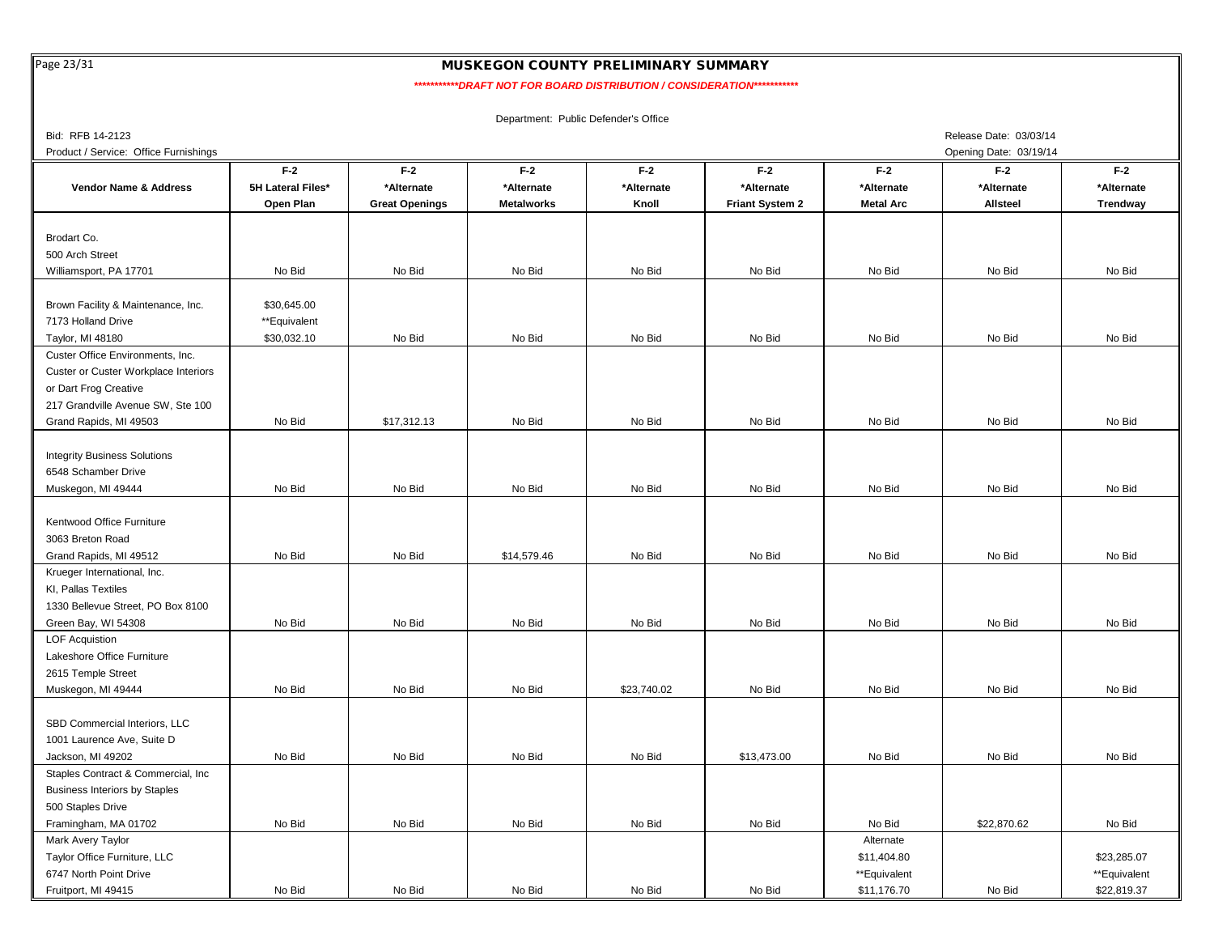# MUSKEGON COUNTY PRELIMINARY SUMMARY

***********DRAFT NOT FOR BOARD DISTRIBUTION / CONSIDERATION***********

Department: Public Defender's Office

Bid: RFB 14-2123

Release Date: 03/03/14

Product / Service: Office Furnishings

Opening Date: 03/19/14

| Vendor Name & Address | F-2 5H Lateral Files* Open Plan | F-2 *Alternate Great Openings | F-2 *Alternate Metalworks | F-2 *Alternate Knoll | F-2 *Alternate Friant System 2 | F-2 *Alternate Metal Arc | F-2 *Alternate Allsteel | F-2 *Alternate Trendway |
|---|---|---|---|---|---|---|---|---|
| Brodart Co.<br>500 Arch Street<br>Williamsport, PA 17701 | No Bid | No Bid | No Bid | No Bid | No Bid | No Bid | No Bid | No Bid |
| Brown Facility & Maintenance, Inc.<br>7173 Holland Drive<br>Taylor, MI 48180 | $30,645.00<br>**Equivalent<br>$30,032.10 | No Bid | No Bid | No Bid | No Bid | No Bid | No Bid | No Bid |
| Custer Office Environments, Inc.<br>Custer or Custer Workplace Interiors<br>or Dart Frog Creative<br>217 Grandville Avenue SW, Ste 100<br>Grand Rapids, MI 49503 | No Bid | $17,312.13 | No Bid | No Bid | No Bid | No Bid | No Bid | No Bid |
| Integrity Business Solutions<br>6548 Schamber Drive<br>Muskegon, MI 49444 | No Bid | No Bid | No Bid | No Bid | No Bid | No Bid | No Bid | No Bid |
| Kentwood Office Furniture<br>3063 Breton Road<br>Grand Rapids, MI 49512 | No Bid | No Bid | $14,579.46 | No Bid | No Bid | No Bid | No Bid | No Bid |
| Krueger International, Inc.<br>KI, Pallas Textiles<br>1330 Bellevue Street, PO Box 8100<br>Green Bay, WI 54308 | No Bid | No Bid | No Bid | No Bid | No Bid | No Bid | No Bid | No Bid |
| LOF Acquistion<br>Lakeshore Office Furniture<br>2615 Temple Street<br>Muskegon, MI 49444 | No Bid | No Bid | No Bid | $23,740.02 | No Bid | No Bid | No Bid | No Bid |
| SBD Commercial Interiors, LLC<br>1001 Laurence Ave, Suite D<br>Jackson, MI 49202 | No Bid | No Bid | No Bid | No Bid | $13,473.00 | No Bid | No Bid | No Bid |
| Staples Contract & Commercial, Inc<br>Business Interiors by Staples<br>500 Staples Drive<br>Framingham, MA 01702 | No Bid | No Bid | No Bid | No Bid | No Bid | No Bid | $22,870.62 | No Bid |
| Mark Avery Taylor<br>Taylor Office Furniture, LLC<br>6747 North Point Drive<br>Fruitport, MI 49415 | No Bid | No Bid | No Bid | No Bid | No Bid | Alternate<br>$11,404.80<br>**Equivalent<br>$11,176.70 | No Bid | $23,285.07<br>**Equivalent<br>$22,819.37 |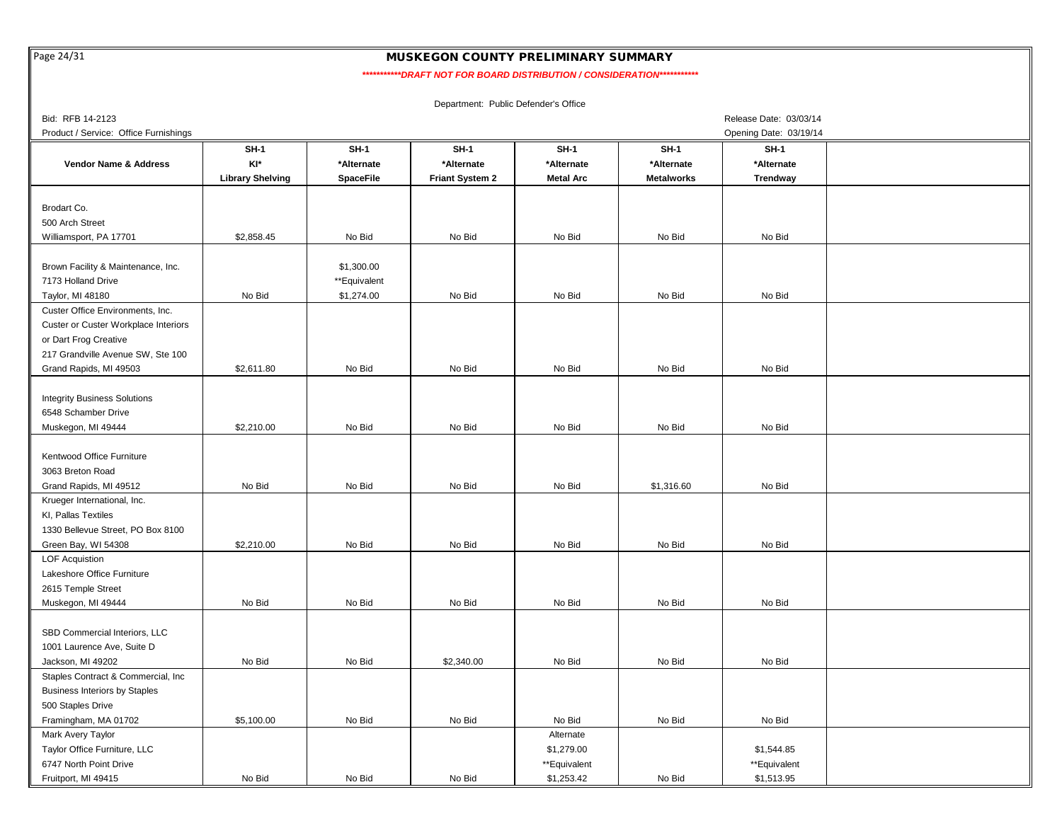# MUSKEGON COUNTY PRELIMINARY SUMMARY

***********DRAFT NOT FOR BOARD DISTRIBUTION / CONSIDERATION***********

Department: Public Defender's Office

Bid: RFB 14-2123

Product / Service: Office Furnishings

Release Date: 03/03/14

Opening Date: 03/19/14

| Vendor Name & Address | SH-1 KI* Library Shelving | SH-1 *Alternate SpaceFile | SH-1 *Alternate Friant System 2 | SH-1 *Alternate Metal Arc | SH-1 *Alternate Metalworks | SH-1 *Alternate Trendway | |
|---|---|---|---|---|---|---|---|
| Brodart Co.<br>500 Arch Street<br>Williamsport, PA 17701 | $2,858.45 | No Bid | No Bid | No Bid | No Bid | No Bid | |
| Brown Facility & Maintenance, Inc.<br>7173 Holland Drive<br>Taylor, MI 48180 | No Bid | $1,300.00<br>**Equivalent<br>$1,274.00 | No Bid | No Bid | No Bid | No Bid | |
| Custer Office Environments, Inc.<br>Custer or Custer Workplace Interiors<br>or Dart Frog Creative<br>217 Grandville Avenue SW, Ste 100<br>Grand Rapids, MI 49503 | $2,611.80 | No Bid | No Bid | No Bid | No Bid | No Bid | |
| Integrity Business Solutions<br>6548 Schamber Drive<br>Muskegon, MI 49444 | $2,210.00 | No Bid | No Bid | No Bid | No Bid | No Bid | |
| Kentwood Office Furniture<br>3063 Breton Road<br>Grand Rapids, MI 49512 | No Bid | No Bid | No Bid | No Bid | $1,316.60 | No Bid | |
| Krueger International, Inc.<br>KI, Pallas Textiles<br>1330 Bellevue Street, PO Box 8100<br>Green Bay, WI 54308 | $2,210.00 | No Bid | No Bid | No Bid | No Bid | No Bid | |
| LOF Acquistion<br>Lakeshore Office Furniture<br>2615 Temple Street<br>Muskegon, MI 49444 | No Bid | No Bid | No Bid | No Bid | No Bid | No Bid | |
| SBD Commercial Interiors, LLC<br>1001 Laurence Ave, Suite D<br>Jackson, MI 49202 | No Bid | No Bid | $2,340.00 | No Bid | No Bid | No Bid | |
| Staples Contract & Commercial, Inc<br>Business Interiors by Staples<br>500 Staples Drive<br>Framingham, MA 01702 | $5,100.00 | No Bid | No Bid | No Bid | No Bid | No Bid | |
| Mark Avery Taylor<br>Taylor Office Furniture, LLC<br>6747 North Point Drive<br>Fruitport, MI 49415 | No Bid | No Bid | No Bid | Alternate<br>$1,279.00<br>**Equivalent<br>$1,253.42 | No Bid | $1,544.85<br>**Equivalent<br>$1,513.95 | |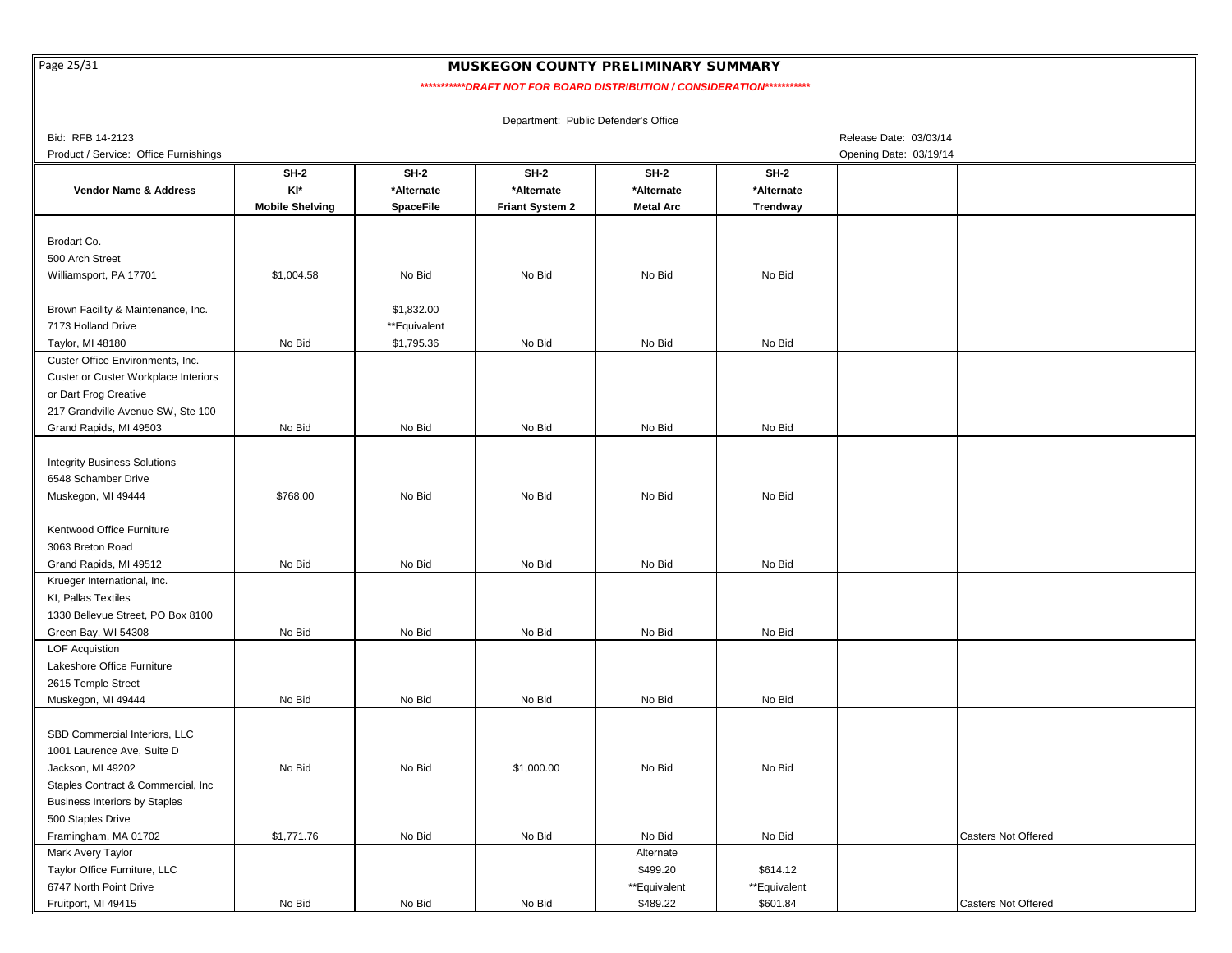# MUSKEGON COUNTY PRELIMINARY SUMMARY

***********DRAFT NOT FOR BOARD DISTRIBUTION / CONSIDERATION***********

Department: Public Defender's Office

Bid: RFB 14-2123

Product / Service: Office Furnishings

Release Date: 03/03/14

Opening Date: 03/19/14

| Vendor Name & Address | SH-2 KI* Mobile Shelving | SH-2 *Alternate SpaceFile | SH-2 *Alternate Friant System 2 | SH-2 *Alternate Metal Arc | SH-2 *Alternate Trendway | | |
|---|---|---|---|---|---|---|---|
| Brodart Co.<br>500 Arch Street<br>Williamsport, PA 17701 | $1,004.58 | No Bid | No Bid | No Bid | No Bid | | |
| Brown Facility & Maintenance, Inc.<br>7173 Holland Drive<br>Taylor, MI 48180 | No Bid | $1,832.00<br>**Equivalent<br>$1,795.36 | No Bid | No Bid | No Bid | | |
| Custer Office Environments, Inc.<br>Custer or Custer Workplace Interiors<br>or Dart Frog Creative<br>217 Grandville Avenue SW, Ste 100<br>Grand Rapids, MI 49503 | No Bid | No Bid | No Bid | No Bid | No Bid | | |
| Integrity Business Solutions<br>6548 Schamber Drive<br>Muskegon, MI 49444 | $768.00 | No Bid | No Bid | No Bid | No Bid | | |
| Kentwood Office Furniture<br>3063 Breton Road<br>Grand Rapids, MI 49512 | No Bid | No Bid | No Bid | No Bid | No Bid | | |
| Krueger International, Inc.<br>KI, Pallas Textiles<br>1330 Bellevue Street, PO Box 8100<br>Green Bay, WI 54308 | No Bid | No Bid | No Bid | No Bid | No Bid | | |
| LOF Acquistion<br>Lakeshore Office Furniture<br>2615 Temple Street<br>Muskegon, MI 49444 | No Bid | No Bid | No Bid | No Bid | No Bid | | |
| SBD Commercial Interiors, LLC<br>1001 Laurence Ave, Suite D<br>Jackson, MI 49202 | No Bid | No Bid | $1,000.00 | No Bid | No Bid | | |
| Staples Contract & Commercial, Inc<br>Business Interiors by Staples<br>500 Staples Drive<br>Framingham, MA 01702 | $1,771.76 | No Bid | No Bid | No Bid | No Bid | | Casters Not Offered |
| Mark Avery Taylor<br>Taylor Office Furniture, LLC<br>6747 North Point Drive<br>Fruitport, MI 49415 | No Bid | No Bid | No Bid | Alternate<br>$499.20<br>**Equivalent<br>$489.22 | $614.12<br>**Equivalent<br>$601.84 | | Casters Not Offered |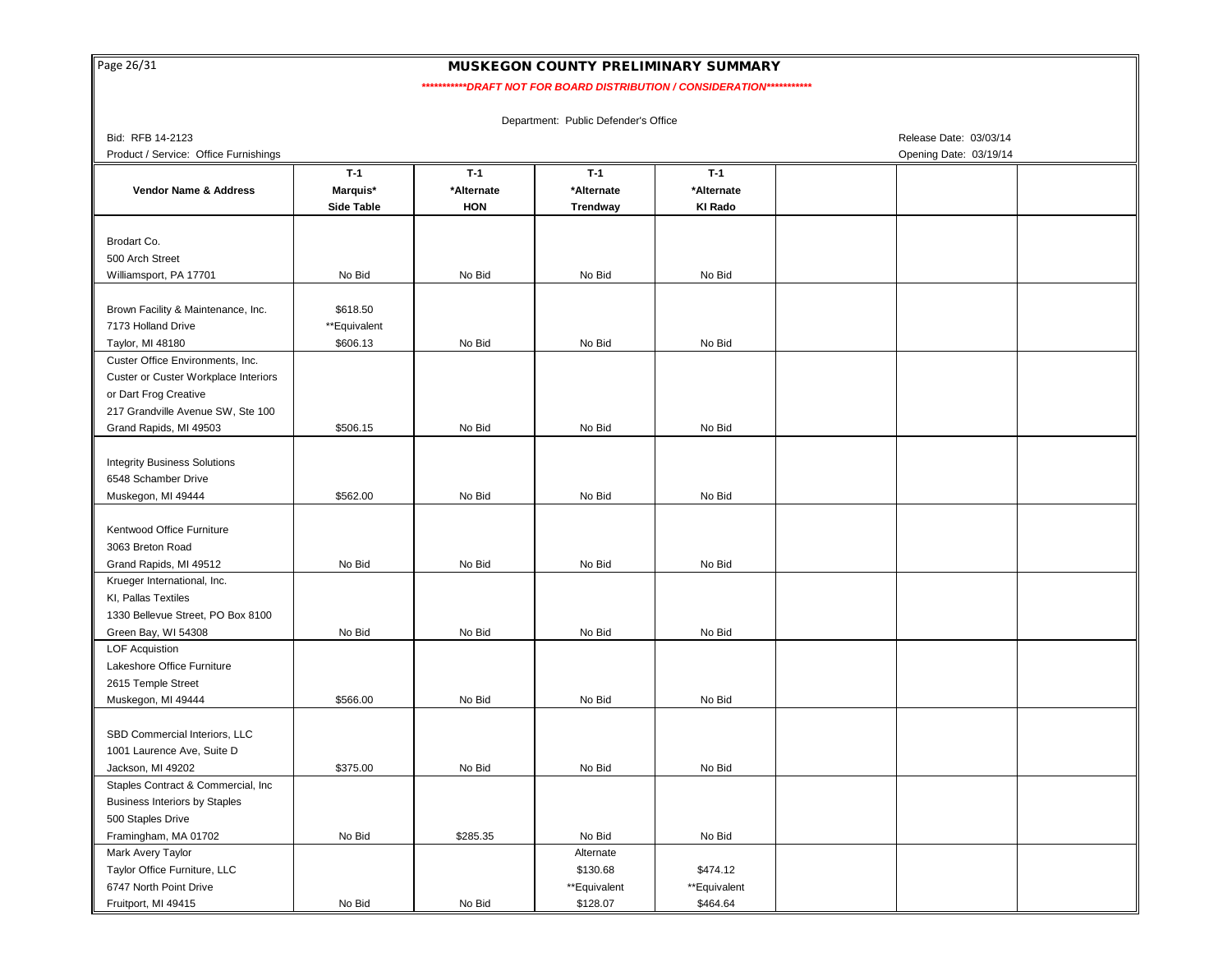# MUSKEGON COUNTY PRELIMINARY SUMMARY

***********DRAFT NOT FOR BOARD DISTRIBUTION / CONSIDERATION***********

Department: Public Defender's Office

Bid: RFB 14-2123

Product / Service: Office Furnishings

Release Date: 03/03/14

Opening Date: 03/19/14

| Vendor Name & Address | T-1 Marquis* Side Table | T-1 *Alternate HON | T-1 *Alternate Trendway | T-1 *Alternate KI Rado | | | |
|---|---|---|---|---|---|---|---|
| Brodart Co.<br>500 Arch Street<br>Williamsport, PA 17701 | No Bid | No Bid | No Bid | No Bid | | | |
| Brown Facility & Maintenance, Inc.<br>7173 Holland Drive<br>Taylor, MI 48180 | $618.50<br>**Equivalent<br>$606.13 | No Bid | No Bid | No Bid | | | |
| Custer Office Environments, Inc.<br>Custer or Custer Workplace Interiors<br>or Dart Frog Creative<br>217 Grandville Avenue SW, Ste 100<br>Grand Rapids, MI 49503 | $506.15 | No Bid | No Bid | No Bid | | | |
| Integrity Business Solutions<br>6548 Schamber Drive<br>Muskegon, MI 49444 | $562.00 | No Bid | No Bid | No Bid | | | |
| Kentwood Office Furniture<br>3063 Breton Road<br>Grand Rapids, MI 49512 | No Bid | No Bid | No Bid | No Bid | | | |
| Krueger International, Inc.<br>KI, Pallas Textiles<br>1330 Bellevue Street, PO Box 8100<br>Green Bay, WI 54308 | No Bid | No Bid | No Bid | No Bid | | | |
| LOF Acquistion<br>Lakeshore Office Furniture<br>2615 Temple Street<br>Muskegon, MI 49444 | $566.00 | No Bid | No Bid | No Bid | | | |
| SBD Commercial Interiors, LLC<br>1001 Laurence Ave, Suite D<br>Jackson, MI 49202 | $375.00 | No Bid | No Bid | No Bid | | | |
| Staples Contract & Commercial, Inc<br>Business Interiors by Staples<br>500 Staples Drive<br>Framingham, MA 01702 | No Bid | $285.35 | No Bid | No Bid | | | |
| Mark Avery Taylor<br>Taylor Office Furniture, LLC<br>6747 North Point Drive<br>Fruitport, MI 49415 | No Bid | No Bid | Alternate<br>$130.68<br>**Equivalent<br>$128.07 | $474.12<br>**Equivalent<br>$464.64 | | | |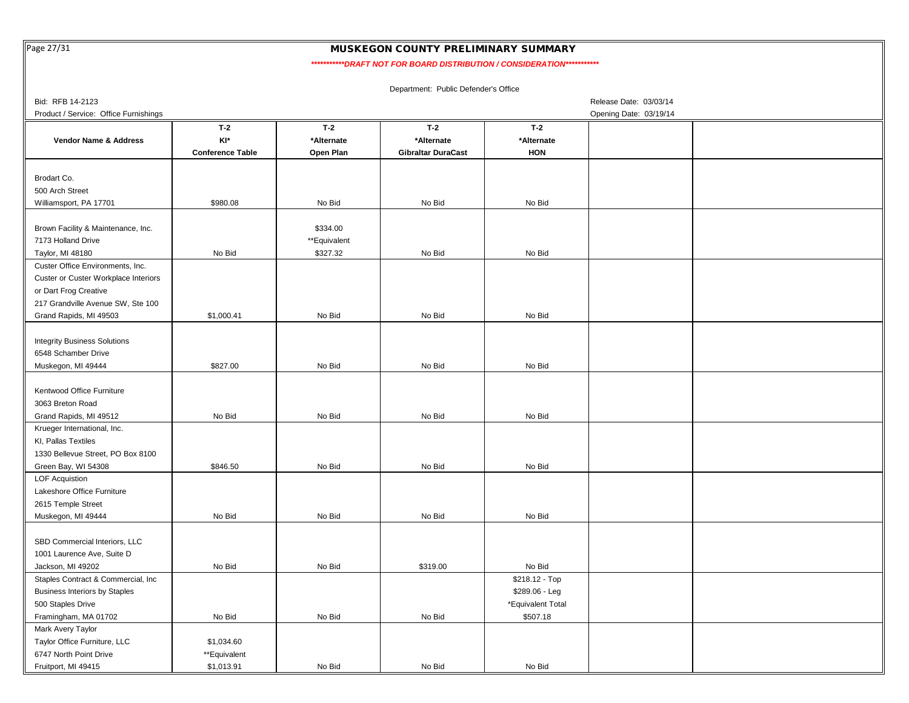# MUSKEGON COUNTY PRELIMINARY SUMMARY

***********DRAFT NOT FOR BOARD DISTRIBUTION / CONSIDERATION***********

Department: Public Defender's Office

Bid: RFB 14-2123

Release Date: 03/03/14

Product / Service: Office Furnishings

Opening Date: 03/19/14

| Vendor Name & Address | T-2<br>KI*<br>Conference Table | T-2<br>*Alternate<br>Open Plan | T-2<br>*Alternate<br>Gibraltar DuraCast | T-2<br>*Alternate<br>HON | | |
|---|---|---|---|---|---|---|
| Brodart Co.<br>500 Arch Street<br>Williamsport, PA 17701 | $980.08 | No Bid | No Bid | No Bid | | |
| Brown Facility & Maintenance, Inc.<br>7173 Holland Drive<br>Taylor, MI 48180 | No Bid | $334.00<br>**Equivalent<br>$327.32 | No Bid | No Bid | | |
| Custer Office Environments, Inc.<br>Custer or Custer Workplace Interiors<br>or Dart Frog Creative<br>217 Grandville Avenue SW, Ste 100<br>Grand Rapids, MI 49503 | $1,000.41 | No Bid | No Bid | No Bid | | |
| Integrity Business Solutions<br>6548 Schamber Drive<br>Muskegon, MI 49444 | $827.00 | No Bid | No Bid | No Bid | | |
| Kentwood Office Furniture<br>3063 Breton Road<br>Grand Rapids, MI 49512 | No Bid | No Bid | No Bid | No Bid | | |
| Krueger International, Inc.<br>KI, Pallas Textiles<br>1330 Bellevue Street, PO Box 8100<br>Green Bay, WI 54308 | $846.50 | No Bid | No Bid | No Bid | | |
| LOF Acquistion<br>Lakeshore Office Furniture<br>2615 Temple Street<br>Muskegon, MI 49444 | No Bid | No Bid | No Bid | No Bid | | |
| SBD Commercial Interiors, LLC<br>1001 Laurence Ave, Suite D<br>Jackson, MI 49202 | No Bid | No Bid | $319.00 | No Bid | | |
| Staples Contract & Commercial, Inc<br>Business Interiors by Staples<br>500 Staples Drive<br>Framingham, MA 01702 | No Bid | No Bid | No Bid | $218.12 - Top<br>$289.06 - Leg<br>*Equivalent Total<br>$507.18 | | |
| Mark Avery Taylor<br>Taylor Office Furniture, LLC<br>6747 North Point Drive<br>Fruitport, MI 49415 | $1,034.60<br>**Equivalent<br>$1,013.91 | No Bid | No Bid | No Bid | | |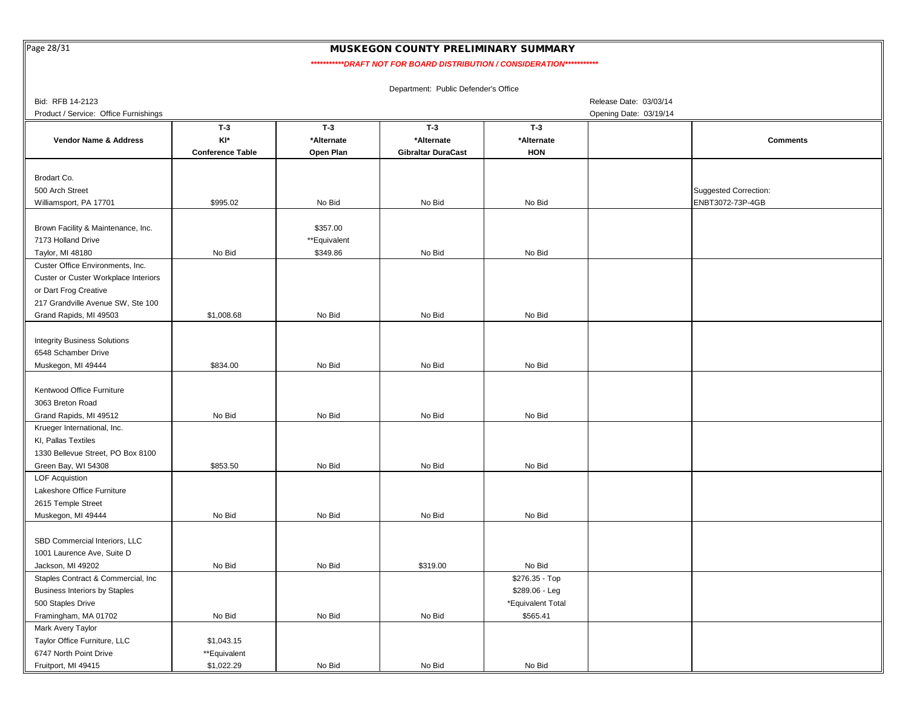# MUSKEGON COUNTY PRELIMINARY SUMMARY

***********DRAFT NOT FOR BOARD DISTRIBUTION / CONSIDERATION***********

Department: Public Defender's Office

Bid: RFB 14-2123
Release Date: 03/03/14

Product / Service: Office Furnishings
Opening Date: 03/19/14

| Vendor Name & Address | T-3<br>KI*<br>Conference Table | T-3<br>*Alternate<br>Open Plan | T-3<br>*Alternate<br>Gibraltar DuraCast | T-3<br>*Alternate<br>HON | | Comments |
|---|---|---|---|---|---|---|
| Brodart Co.<br>500 Arch Street<br>Williamsport, PA 17701 | $995.02 | No Bid | No Bid | No Bid | | Suggested Correction:<br>ENBT3072-73P-4GB |
| Brown Facility & Maintenance, Inc.<br>7173 Holland Drive<br>Taylor, MI 48180 | No Bid | $357.00<br>**Equivalent<br>$349.86 | No Bid | No Bid | | |
| Custer Office Environments, Inc.<br>Custer or Custer Workplace Interiors<br>or Dart Frog Creative<br>217 Grandville Avenue SW, Ste 100<br>Grand Rapids, MI 49503 | $1,008.68 | No Bid | No Bid | No Bid | | |
| Integrity Business Solutions<br>6548 Schamber Drive<br>Muskegon, MI 49444 | $834.00 | No Bid | No Bid | No Bid | | |
| Kentwood Office Furniture<br>3063 Breton Road<br>Grand Rapids, MI 49512 | No Bid | No Bid | No Bid | No Bid | | |
| Krueger International, Inc.<br>KI, Pallas Textiles<br>1330 Bellevue Street, PO Box 8100<br>Green Bay, WI 54308 | $853.50 | No Bid | No Bid | No Bid | | |
| LOF Acquistion<br>Lakeshore Office Furniture<br>2615 Temple Street<br>Muskegon, MI 49444 | No Bid | No Bid | No Bid | No Bid | | |
| SBD Commercial Interiors, LLC<br>1001 Laurence Ave, Suite D<br>Jackson, MI 49202 | No Bid | No Bid | $319.00 | No Bid | | |
| Staples Contract & Commercial, Inc<br>Business Interiors by Staples<br>500 Staples Drive<br>Framingham, MA 01702 | No Bid | No Bid | No Bid | $276.35 - Top<br>$289.06 - Leg<br>*Equivalent Total<br>$565.41 | | |
| Mark Avery Taylor<br>Taylor Office Furniture, LLC<br>6747 North Point Drive<br>Fruitport, MI 49415 | $1,043.15<br>**Equivalent<br>$1,022.29 | No Bid | No Bid | No Bid | | |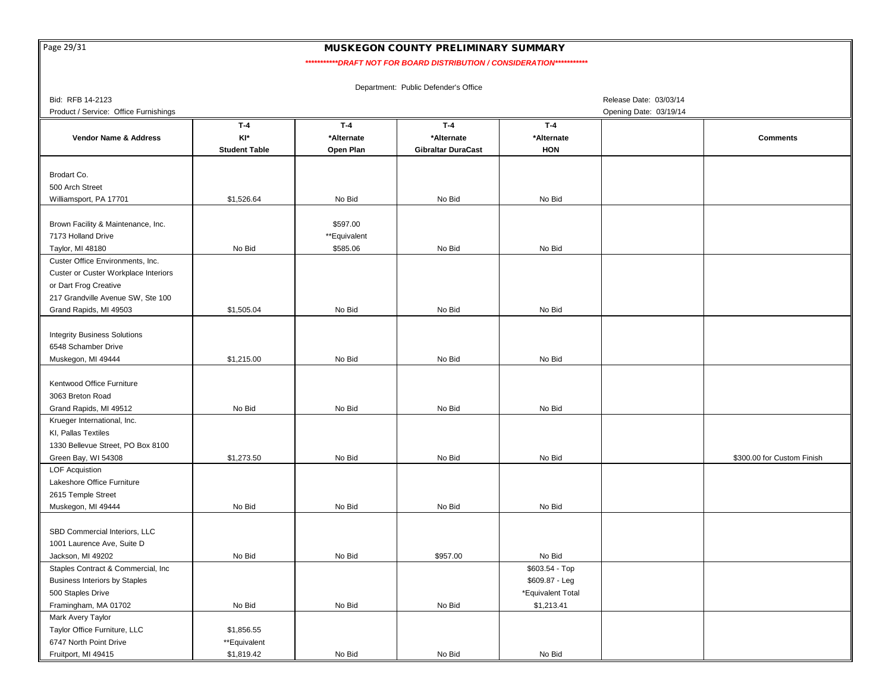# MUSKEGON COUNTY PRELIMINARY SUMMARY

***********DRAFT NOT FOR BOARD DISTRIBUTION / CONSIDERATION***********

Department: Public Defender's Office

Bid: RFB 14-2123 | Release Date: 03/03/14

Product / Service: Office Furnishings | Opening Date: 03/19/14

| Vendor Name & Address | T-4 KI* Student Table | T-4 *Alternate Open Plan | T-4 *Alternate Gibraltar DuraCast | T-4 *Alternate HON | | Comments |
|---|---|---|---|---|---|---|
| Brodart Co. 500 Arch Street Williamsport, PA 17701 | $1,526.64 | No Bid | No Bid | No Bid | | |
| Brown Facility & Maintenance, Inc. 7173 Holland Drive Taylor, MI 48180 | No Bid | $597.00 **Equivalent $585.06 | No Bid | No Bid | | |
| Custer Office Environments, Inc. Custer or Custer Workplace Interiors or Dart Frog Creative 217 Grandville Avenue SW, Ste 100 Grand Rapids, MI 49503 | $1,505.04 | No Bid | No Bid | No Bid | | |
| Integrity Business Solutions 6548 Schamber Drive Muskegon, MI 49444 | $1,215.00 | No Bid | No Bid | No Bid | | |
| Kentwood Office Furniture 3063 Breton Road Grand Rapids, MI 49512 | No Bid | No Bid | No Bid | No Bid | | |
| Krueger International, Inc. KI, Pallas Textiles 1330 Bellevue Street, PO Box 8100 Green Bay, WI 54308 | $1,273.50 | No Bid | No Bid | No Bid | | $300.00 for Custom Finish |
| LOF Acquistion Lakeshore Office Furniture 2615 Temple Street Muskegon, MI 49444 | No Bid | No Bid | No Bid | No Bid | | |
| SBD Commercial Interiors, LLC 1001 Laurence Ave, Suite D Jackson, MI 49202 | No Bid | No Bid | $957.00 | No Bid | | |
| Staples Contract & Commercial, Inc Business Interiors by Staples 500 Staples Drive Framingham, MA 01702 | No Bid | No Bid | No Bid | $603.54 - Top $609.87 - Leg *Equivalent Total $1,213.41 | | |
| Mark Avery Taylor Taylor Office Furniture, LLC 6747 North Point Drive Fruitport, MI 49415 | $1,856.55 **Equivalent $1,819.42 | No Bid | No Bid | No Bid | | |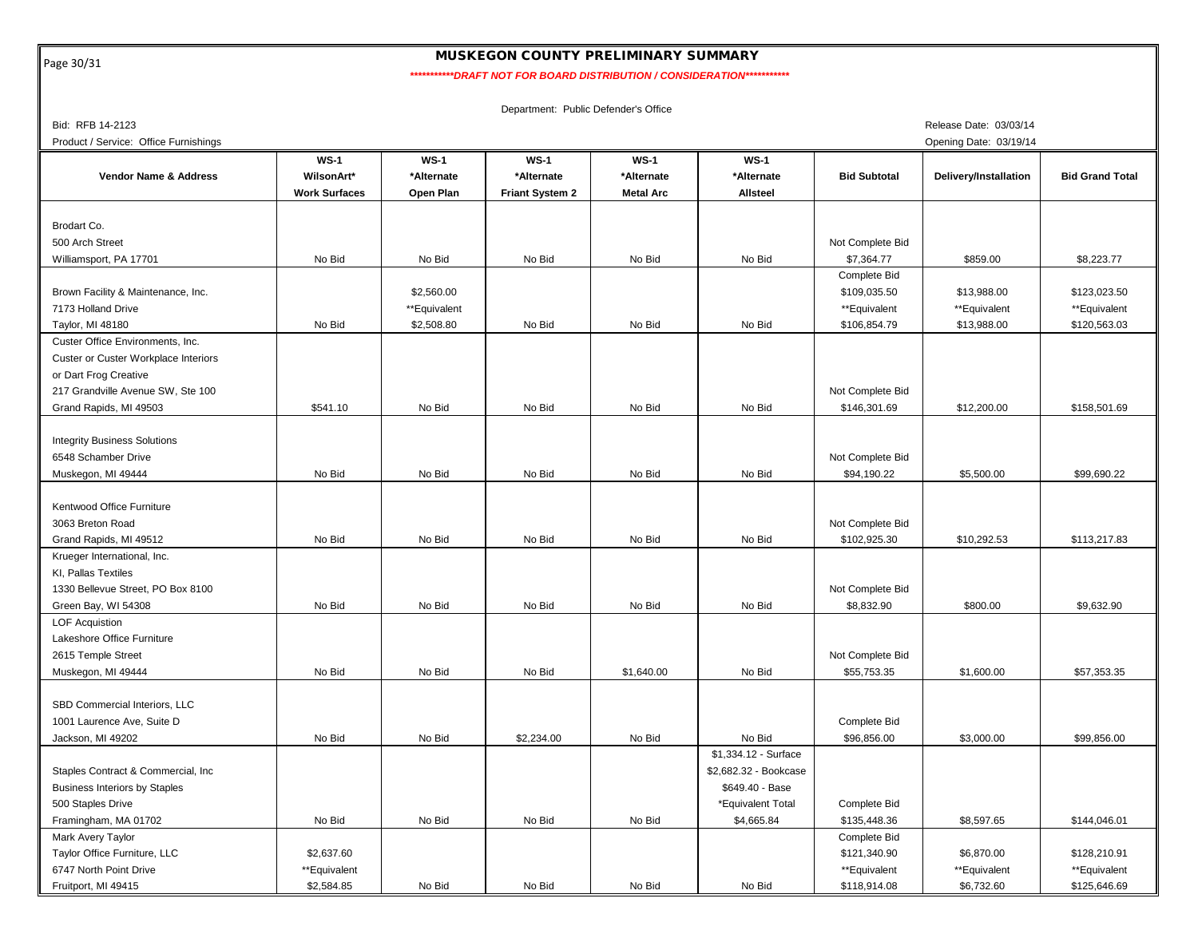# MUSKEGON COUNTY PRELIMINARY SUMMARY

***********DRAFT NOT FOR BOARD DISTRIBUTION / CONSIDERATION***********

Department: Public Defender's Office

Bid: RFB 14-2123

Release Date: 03/03/14

Product / Service: Office Furnishings

Opening Date: 03/19/14

| Vendor Name & Address | WS-1 WilsonArt* Work Surfaces | WS-1 *Alternate Open Plan | WS-1 *Alternate Friant System 2 | WS-1 *Alternate Metal Arc | WS-1 *Alternate Allsteel | Bid Subtotal | Delivery/Installation | Bid Grand Total |
|---|---|---|---|---|---|---|---|---|
| Brodart Co.<br>500 Arch Street<br>Williamsport, PA 17701 | No Bid | No Bid | No Bid | No Bid | No Bid | Not Complete Bid<br>$7,364.77 | $859.00 | $8,223.77 |
| Brown Facility & Maintenance, Inc.<br>7173 Holland Drive<br>Taylor, MI 48180 | No Bid | $2,560.00<br>**Equivalent<br>$2,508.80 | No Bid | No Bid | No Bid | Complete Bid<br>$109,035.50<br>**Equivalent<br>$106,854.79 | $13,988.00<br>**Equivalent<br>$13,988.00 | $123,023.50<br>**Equivalent<br>$120,563.03 |
| Custer Office Environments, Inc.<br>Custer or Custer Workplace Interiors<br>or Dart Frog Creative<br>217 Grandville Avenue SW, Ste 100<br>Grand Rapids, MI 49503 | $541.10 | No Bid | No Bid | No Bid | No Bid | Not Complete Bid<br>$146,301.69 | $12,200.00 | $158,501.69 |
| Integrity Business Solutions<br>6548 Schamber Drive<br>Muskegon, MI 49444 | No Bid | No Bid | No Bid | No Bid | No Bid | Not Complete Bid<br>$94,190.22 | $5,500.00 | $99,690.22 |
| Kentwood Office Furniture<br>3063 Breton Road<br>Grand Rapids, MI 49512 | No Bid | No Bid | No Bid | No Bid | No Bid | Not Complete Bid<br>$102,925.30 | $10,292.53 | $113,217.83 |
| Krueger International, Inc.<br>KI, Pallas Textiles<br>1330 Bellevue Street, PO Box 8100<br>Green Bay, WI 54308 | No Bid | No Bid | No Bid | No Bid | No Bid | Not Complete Bid<br>$8,832.90 | $800.00 | $9,632.90 |
| LOF Acquistion<br>Lakeshore Office Furniture<br>2615 Temple Street<br>Muskegon, MI 49444 | No Bid | No Bid | No Bid | $1,640.00 | No Bid | Not Complete Bid<br>$55,753.35 | $1,600.00 | $57,353.35 |
| SBD Commercial Interiors, LLC<br>1001 Laurence Ave, Suite D<br>Jackson, MI 49202 | No Bid | No Bid | $2,234.00 | No Bid | No Bid | Complete Bid<br>$96,856.00 | $3,000.00 | $99,856.00 |
| Staples Contract & Commercial, Inc<br>Business Interiors by Staples<br>500 Staples Drive<br>Framingham, MA 01702 | No Bid | No Bid | No Bid | No Bid | $1,334.12 - Surface<br>$2,682.32 - Bookcase<br>$649.40 - Base<br>*Equivalent Total<br>$4,665.84 | Complete Bid<br>$135,448.36 | $8,597.65 | $144,046.01 |
| Mark Avery Taylor<br>Taylor Office Furniture, LLC<br>6747 North Point Drive<br>Fruitport, MI 49415 | $2,637.60<br>**Equivalent<br>$2,584.85 | No Bid | No Bid | No Bid | No Bid | Complete Bid<br>$121,340.90<br>**Equivalent<br>$118,914.08 | $6,870.00<br>**Equivalent<br>$6,732.60 | $128,210.91<br>**Equivalent<br>$125,646.69 |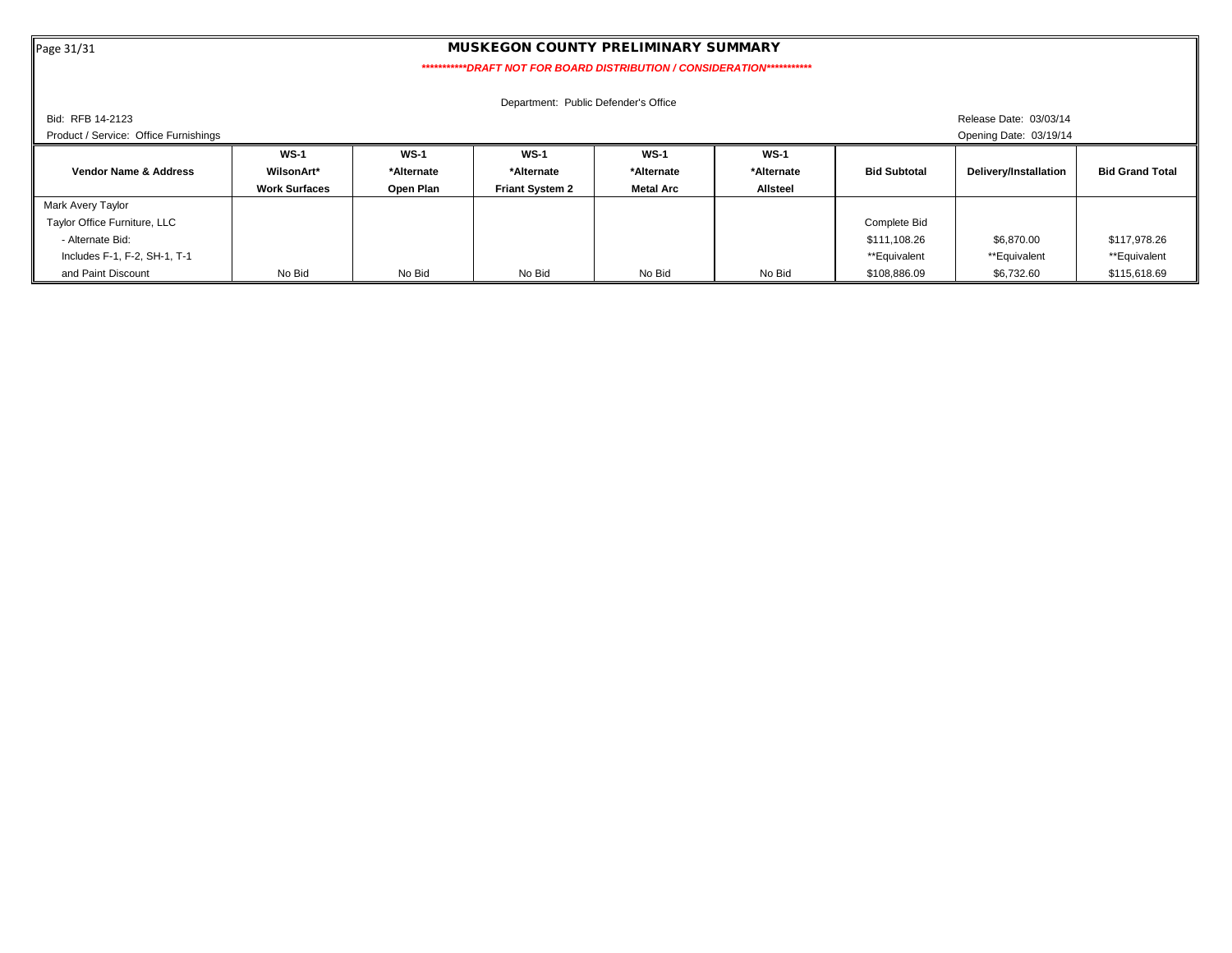# MUSKEGON COUNTY PRELIMINARY SUMMARY

***********DRAFT NOT FOR BOARD DISTRIBUTION / CONSIDERATION***********

Department: Public Defender's Office

Bid: RFB 14-2123

Product / Service: Office Furnishings

Release Date: 03/03/14

Opening Date: 03/19/14

| Vendor Name & Address | WS-1 WilsonArt* Work Surfaces | WS-1 *Alternate Open Plan | WS-1 *Alternate Friant System 2 | WS-1 *Alternate Metal Arc | WS-1 *Alternate Allsteel | Bid Subtotal | Delivery/Installation | Bid Grand Total |
|---|---|---|---|---|---|---|---|---|
| Mark Avery Taylor | | | | | | | | |
| Taylor Office Furniture, LLC | | | | | | Complete Bid | | |
| - Alternate Bid: | | | | | | $111,108.26 | $6,870.00 | $117,978.26 |
| Includes F-1, F-2, SH-1, T-1 | | | | | | **Equivalent | **Equivalent | **Equivalent |
| and Paint Discount | No Bid | No Bid | No Bid | No Bid | No Bid | $108,886.09 | $6,732.60 | $115,618.69 |